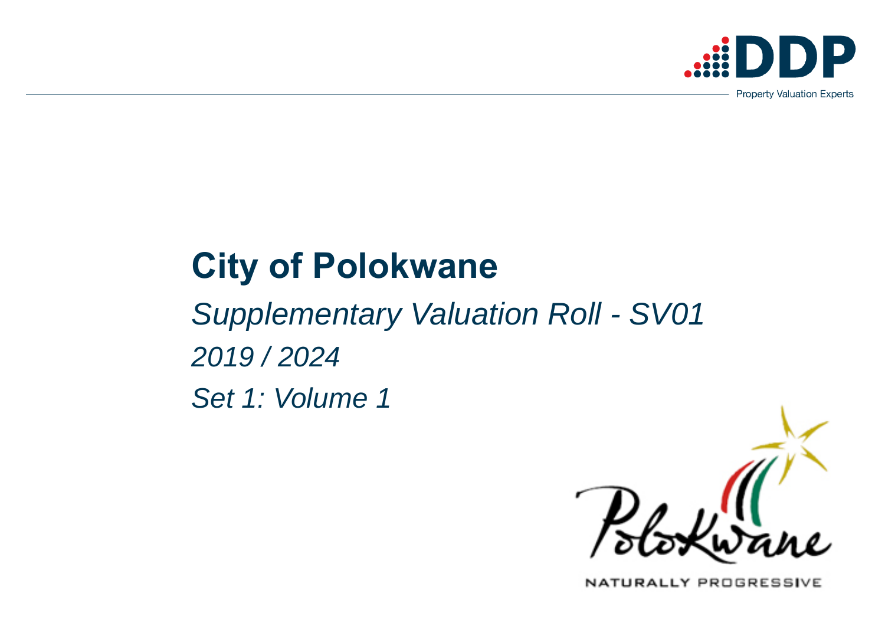DDP

Property Valuation Experts

# City of Polokwane

*Supplementary Valuation Roll - SV01*

*2019 / 2024*

*Set 1: Volume 1*

Polokwane

NATURALLY PROGRESSIVE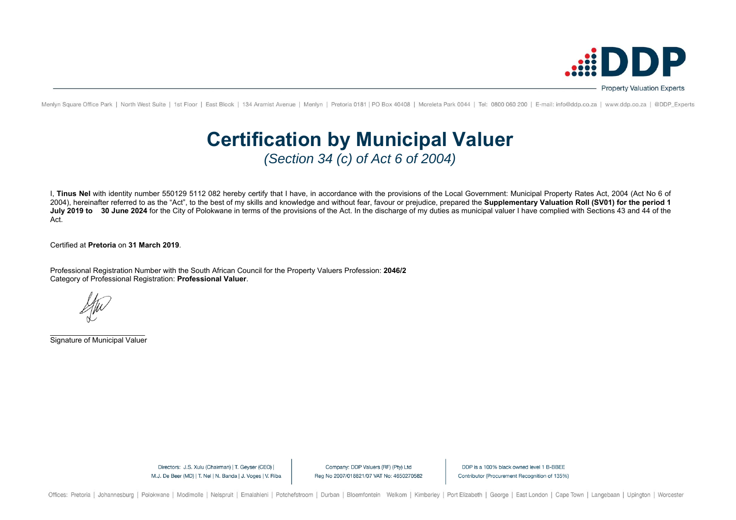# Certification by Municipal Valuer

*(Section 34 (c) of Act 6 of 2004)*

I, **Tinus Nel** with identity number 550129 5112 082 hereby certify that I have, in accordance with the provisions of the Local Government: Municipal Property Rates Act, 2004 (Act No 6 of 2004), hereinafter referred to as the "Act", to the best of my skills and knowledge and without fear, favour or prejudice, prepared the **Supplementary Valuation Roll (SV01) for the period 1 July 2019 to 30 June 2024** for the City of Polokwane in terms of the provisions of the Act. In the discharge of my duties as municipal valuer I have complied with Sections 43 and 44 of the Act.

Certified at **Pretoria** on **31 March 2019**.

Professional Registration Number with the South African Council for the Property Valuers Profession: **2046/2**
Category of Professional Registration: **Professional Valuer**.

\_\_\_\_\_\_\_\_\_\_\_\_\_\_\_\_\_\_\_\_\_\_\_\_\_\_
Signature of Municipal Valuer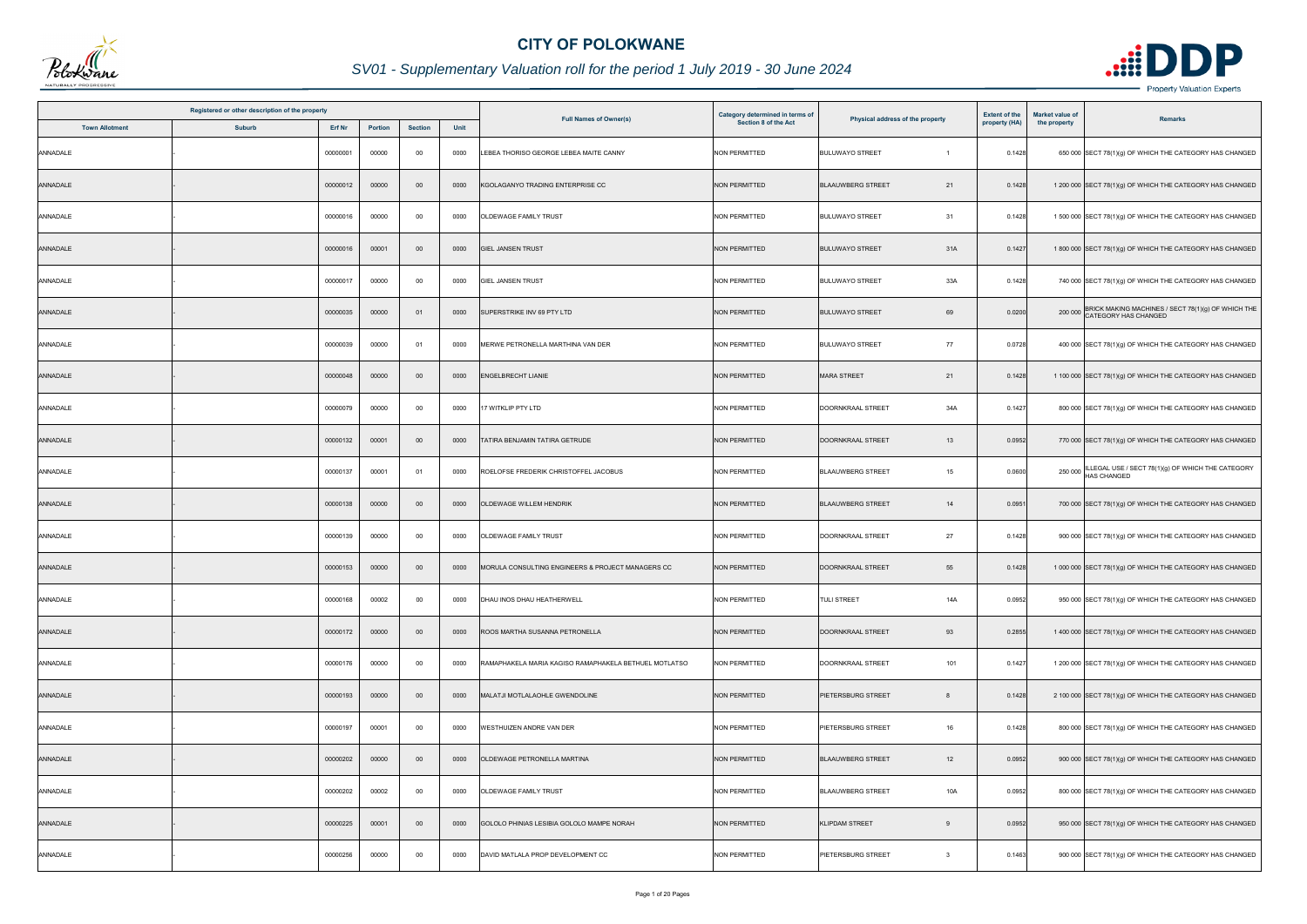# CITY OF POLOKWANE

## *SV01 - Supplementary Valuation roll for the period 1 July 2019 - 30 June 2024*

| Registered or other description of the property | | | | | | Full Names of Owner(s) | Category determined in terms of Section 8 of the Act | Physical address of the property | | Extent of the property (HA) | Market value of the property | Remarks |
|---|---|---|---|---|---|---|---|---|---|---|---|---|
| Town Allotment | Suburb | Erf Nr | Portion | Section | Unit | | | | | | | |
| ANNADALE | - | 00000001 | 00000 | 00 | 0000 | LEBEA THORISO GEORGE LEBEA MAITE CANNY | NON PERMITTED | BULUWAYO STREET | 1 | 0.1428 | 650 000 | SECT 78(1)(g) OF WHICH THE CATEGORY HAS CHANGED |
| ANNADALE | - | 00000012 | 00000 | 00 | 0000 | KGOLAGANYO TRADING ENTERPRISE CC | NON PERMITTED | BLAAUWBERG STREET | 21 | 0.1428 | 1 200 000 | SECT 78(1)(g) OF WHICH THE CATEGORY HAS CHANGED |
| ANNADALE | - | 00000016 | 00000 | 00 | 0000 | OLDEWAGE FAMILY TRUST | NON PERMITTED | BULUWAYO STREET | 31 | 0.1428 | 1 500 000 | SECT 78(1)(g) OF WHICH THE CATEGORY HAS CHANGED |
| ANNADALE | - | 00000016 | 00001 | 00 | 0000 | GIEL JANSEN TRUST | NON PERMITTED | BULUWAYO STREET | 31A | 0.1427 | 1 800 000 | SECT 78(1)(g) OF WHICH THE CATEGORY HAS CHANGED |
| ANNADALE | - | 00000017 | 00000 | 00 | 0000 | GIEL JANSEN TRUST | NON PERMITTED | BULUWAYO STREET | 33A | 0.1428 | 740 000 | SECT 78(1)(g) OF WHICH THE CATEGORY HAS CHANGED |
| ANNADALE | - | 00000035 | 00000 | 01 | 0000 | SUPERSTRIKE INV 69 PTY LTD | NON PERMITTED | BULUWAYO STREET | 69 | 0.0200 | 200 000 | BRICK MAKING MACHINES / SECT 78(1)(g) OF WHICH THE CATEGORY HAS CHANGED |
| ANNADALE | - | 00000039 | 00000 | 01 | 0000 | MERWE PETRONELLA MARTHINA VAN DER | NON PERMITTED | BULUWAYO STREET | 77 | 0.0728 | 400 000 | SECT 78(1)(g) OF WHICH THE CATEGORY HAS CHANGED |
| ANNADALE | - | 00000048 | 00000 | 00 | 0000 | ENGELBRECHT LIANIE | NON PERMITTED | MARA STREET | 21 | 0.1428 | 1 100 000 | SECT 78(1)(g) OF WHICH THE CATEGORY HAS CHANGED |
| ANNADALE | - | 00000079 | 00000 | 00 | 0000 | 17 WITKLIP PTY LTD | NON PERMITTED | DOORNKRAAL STREET | 34A | 0.1427 | 800 000 | SECT 78(1)(g) OF WHICH THE CATEGORY HAS CHANGED |
| ANNADALE | - | 00000132 | 00001 | 00 | 0000 | TATIRA BENJAMIN TATIRA GETRUDE | NON PERMITTED | DOORNKRAAL STREET | 13 | 0.0952 | 770 000 | SECT 78(1)(g) OF WHICH THE CATEGORY HAS CHANGED |
| ANNADALE | - | 00000137 | 00001 | 01 | 0000 | ROELOFSE FREDERIK CHRISTOFFEL JACOBUS | NON PERMITTED | BLAAUWBERG STREET | 15 | 0.0600 | 250 000 | ILLEGAL USE / SECT 78(1)(g) OF WHICH THE CATEGORY HAS CHANGED |
| ANNADALE | - | 00000138 | 00000 | 00 | 0000 | OLDEWAGE WILLEM HENDRIK | NON PERMITTED | BLAAUWBERG STREET | 14 | 0.0951 | 700 000 | SECT 78(1)(g) OF WHICH THE CATEGORY HAS CHANGED |
| ANNADALE | - | 00000139 | 00000 | 00 | 0000 | OLDEWAGE FAMILY TRUST | NON PERMITTED | DOORNKRAAL STREET | 27 | 0.1428 | 900 000 | SECT 78(1)(g) OF WHICH THE CATEGORY HAS CHANGED |
| ANNADALE | - | 00000153 | 00000 | 00 | 0000 | MORULA CONSULTING ENGINEERS & PROJECT MANAGERS CC | NON PERMITTED | DOORNKRAAL STREET | 55 | 0.1428 | 1 000 000 | SECT 78(1)(g) OF WHICH THE CATEGORY HAS CHANGED |
| ANNADALE | - | 00000168 | 00002 | 00 | 0000 | DHAU INOS DHAU HEATHERWELL | NON PERMITTED | TULI STREET | 14A | 0.0952 | 950 000 | SECT 78(1)(g) OF WHICH THE CATEGORY HAS CHANGED |
| ANNADALE | - | 00000172 | 00000 | 00 | 0000 | ROOS MARTHA SUSANNA PETRONELLA | NON PERMITTED | DOORNKRAAL STREET | 93 | 0.2855 | 1 400 000 | SECT 78(1)(g) OF WHICH THE CATEGORY HAS CHANGED |
| ANNADALE | - | 00000176 | 00000 | 00 | 0000 | RAMAPHAKELA MARIA KAGISO RAMAPHAKELA BETHUEL MOTLATSO | NON PERMITTED | DOORNKRAAL STREET | 101 | 0.1427 | 1 200 000 | SECT 78(1)(g) OF WHICH THE CATEGORY HAS CHANGED |
| ANNADALE | - | 00000193 | 00000 | 00 | 0000 | MALATJI MOTLALAOHLE GWENDOLINE | NON PERMITTED | PIETERSBURG STREET | 8 | 0.1428 | 2 100 000 | SECT 78(1)(g) OF WHICH THE CATEGORY HAS CHANGED |
| ANNADALE | - | 00000197 | 00001 | 00 | 0000 | WESTHUIZEN ANDRE VAN DER | NON PERMITTED | PIETERSBURG STREET | 16 | 0.1428 | 800 000 | SECT 78(1)(g) OF WHICH THE CATEGORY HAS CHANGED |
| ANNADALE | - | 00000202 | 00000 | 00 | 0000 | OLDEWAGE PETRONELLA MARTINA | NON PERMITTED | BLAAUWBERG STREET | 12 | 0.0952 | 900 000 | SECT 78(1)(g) OF WHICH THE CATEGORY HAS CHANGED |
| ANNADALE | - | 00000202 | 00002 | 00 | 0000 | OLDEWAGE FAMILY TRUST | NON PERMITTED | BLAAUWBERG STREET | 10A | 0.0952 | 800 000 | SECT 78(1)(g) OF WHICH THE CATEGORY HAS CHANGED |
| ANNADALE | - | 00000225 | 00001 | 00 | 0000 | GOLOLO PHINIAS LESIBIA GOLOLO MAMPE NORAH | NON PERMITTED | KLIPDAM STREET | 9 | 0.0952 | 950 000 | SECT 78(1)(g) OF WHICH THE CATEGORY HAS CHANGED |
| ANNADALE | - | 00000256 | 00000 | 00 | 0000 | DAVID MATLALA PROP DEVELOPMENT CC | NON PERMITTED | PIETERSBURG STREET | 3 | 0.1463 | 900 000 | SECT 78(1)(g) OF WHICH THE CATEGORY HAS CHANGED |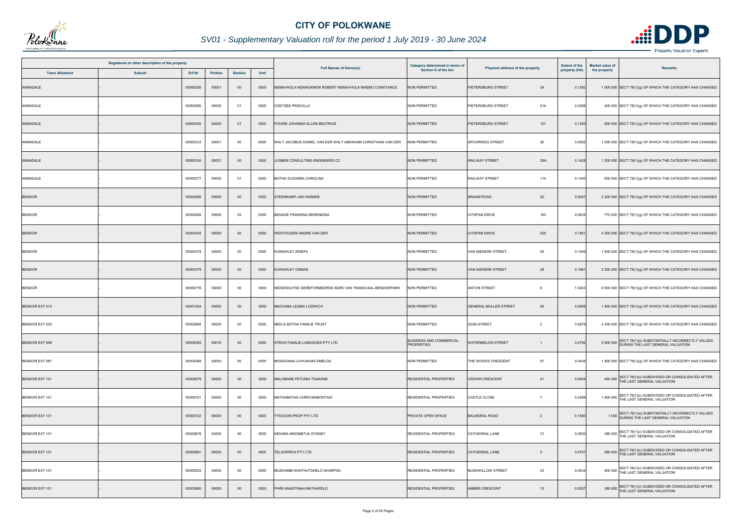# CITY OF POLOKWANE

## SV01 - Supplementary Valuation roll for the period 1 July 2019 - 30 June 2024

| Registered or other description of the property | | | | | | Full Names of Owner(s) | Category determined in terms of Section 8 of the Act | Physical address of the property | | Extent of the property (HA) | Market value of the property | Remarks |
|---|---|---|---|---|---|---|---|---|---|---|---|---|
| Town Allotment | Suburb | Erf Nr | Portion | Section | Unit | | | | | | | |
| ANNADALE | - | 00000256 | 00001 | 00 | 0000 | NEMAVHOLA NDANGANENI ROBERT NEMAVHOLA MAEMU CONSTANCE | NON PERMITTED | PIETERSBURG STREET | 3A | 0.1392 | 1 000 000 | SECT 78(1)(g) OF WHICH THE CATEGORY HAS CHANGED |
| ANNADALE | - | 00000280 | 00000 | 01 | 0000 | COETZEE PRISCILLA | NON PERMITTED | PIETERSBURG STREET | 51A | 0.0286 | 400 000 | SECT 78(1)(g) OF WHICH THE CATEGORY HAS CHANGED |
| ANNADALE | - | 00000305 | 00000 | 01 | 0000 | FOURIE JOHANNA ELLEN BEATRICE | NON PERMITTED | PIETERSBURG STREET | 101 | 0.1200 | 800 000 | SECT 78(1)(g) OF WHICH THE CATEGORY HAS CHANGED |
| ANNADALE | - | 00000333 | 00001 | 00 | 0000 | WALT JACOBUS DANIEL VAN DER WALT ABRAHAM CHRISTIAAN VAN DER | NON PERMITTED | SPOORWEG STREET | 26 | 0.0952 | 1 000 000 | SECT 78(1)(g) OF WHICH THE CATEGORY HAS CHANGED |
| ANNADALE | - | 00000334 | 00001 | 00 | 0000 | JUSBEN CONSULTING ENGINEERS CC | NON PERMITTED | RAILWAY STREET | 28A | 0.1428 | 1 300 000 | SECT 78(1)(g) OF WHICH THE CATEGORY HAS CHANGED |
| ANNADALE | - | 00000377 | 00000 | 01 | 0000 | BOTHA SUSANNA CAROLINA | NON PERMITTED | RAILWAY STREET | 114 | 0.1440 | 600 000 | SECT 78(1)(g) OF WHICH THE CATEGORY HAS CHANGED |
| BENDOR | - | 00000086 | 00000 | 00 | 0000 | STEENKAMP JAN HARMSE | NON PERMITTED | BRAAM ROAD | 20 | 0.2547 | 2 200 000 | SECT 78(1)(g) OF WHICH THE CATEGORY HAS CHANGED |
| BENDOR | - | 00000266 | 00000 | 02 | 0000 | BENADE FRANSINA BERENDINA | NON PERMITTED | UITSPAN DRIVE | 183 | 0.0835 | 770 000 | SECT 78(1)(g) OF WHICH THE CATEGORY HAS CHANGED |
| BENDOR | - | 00000343 | 00000 | 00 | 0000 | WESTHUIZEN ANDRE VAN DER | NON PERMITTED | UITSPAN DRIVE | 205 | 0.1961 | 4 300 000 | SECT 78(1)(g) OF WHICH THE CATEGORY HAS CHANGED |
| BENDOR | - | 00000378 | 00000 | 00 | 0000 | KURAWLEY ARIEFA | NON PERMITTED | VAN NIEKERK STREET | 26 | 0.1449 | 1 600 000 | SECT 78(1)(g) OF WHICH THE CATEGORY HAS CHANGED |
| BENDOR | - | 00000379 | 00000 | 00 | 0000 | KURAWLEY OSMAN | NON PERMITTED | VAN NIEKERK STREET | 28 | 0.1861 | 2 300 000 | SECT 78(1)(g) OF WHICH THE CATEGORY HAS CHANGED |
| BENDOR | - | 00000776 | 00000 | 00 | 0000 | NEDERDUITSE GEREFORMEERDE KERK VAN TRANSVAAL-BENDORPARK | NON PERMITTED | ANTON STREET | 6 | 1.0243 | 6 900 000 | SECT 78(1)(g) OF WHICH THE CATEGORY HAS CHANGED |
| BENDOR EXT 010 | - | 00001204 | 00000 | 00 | 0000 | MACHABA LESIBA LODWICH | NON PERMITTED | GENERAL MULLER STREET | 95 | 0.0606 | 1 800 000 | SECT 78(1)(g) OF WHICH THE CATEGORY HAS CHANGED |
| BENDOR EXT 030 | - | 00002894 | 00000 | 00 | 0000 | NEELS BOTHA FAMILIE TRUST | NON PERMITTED | QUIN STREET | 2 | 0.0879 | 2 400 000 | SECT 78(1)(g) OF WHICH THE CATEGORY HAS CHANGED |
| BENDOR EXT 068 | - | 00005085 | 00018 | 00 | 0000 | STROH FAMILIE LANDGOED PTY LTD | BUSINESS AND COMMERCIAL PROPERTIES | WATERMELON STREET | 1 | 0.0792 | 5 900 000 | SECT 78(1)(e) SUBSTANTIALLY INCORRECTLY VALUED DURING THE LAST GENERAL VALUATION |
| BENDOR EXT 087 | - | 00004399 | 00000 | 00 | 0000 | MOSHOANA LIVHUWANI EMELDA | NON PERMITTED | THE WOODS CRESCENT | 57 | 0.0435 | 1 900 000 | SECT 78(1)(g) OF WHICH THE CATEGORY HAS CHANGED |
| BENDOR EXT 101 | - | 00005679 | 00000 | 00 | 0000 | MALOBANE PETUNIA TSAKANE | RESIDENTIAL PROPERTIES | CROWN CRESCENT | 41 | 0.0604 | 450 000 | SECT 78(1)(c) SUBDIVIDED OR CONSOLIDATED AFTER THE LAST GENERAL VALUATION |
| BENDOR EXT 101 | - | 00005701 | 00000 | 00 | 0000 | MATHABATHA CHRIS MABONTSHI | RESIDENTIAL PROPERTIES | CASTLE CLOSE | 7 | 0.2489 | 1 600 000 | SECT 78(1)(c) SUBDIVIDED OR CONSOLIDATED AFTER THE LAST GENERAL VALUATION |
| BENDOR EXT 101 | - | 00005722 | 00000 | 00 | 0000 | TYSOCON PROP PTY LTD | PRIVATE OPEN SPACE | BALMORAL ROAD | 2 | 0.1560 | 1 000 | SECT 78(1)(e) SUBSTANTIALLY INCORRECTLY VALUED DURING THE LAST GENERAL VALUATION |
| BENDOR EXT 101 | - | 00005878 | 00000 | 00 | 0000 | KEKANA MADIMETJA SYDNEY | RESIDENTIAL PROPERTIES | CATHEDRAL LANE | 31 | 0.0500 | 380 000 | SECT 78(1)(c) SUBDIVIDED OR CONSOLIDATED AFTER THE LAST GENERAL VALUATION |
| BENDOR EXT 101 | - | 00005891 | 00000 | 00 | 0000 | TELGOPROX PTY LTD | RESIDENTIAL PROPERTIES | CATHEDRAL LANE | 5 | 0.0767 | 580 000 | SECT 78(1)(c) SUBDIVIDED OR CONSOLIDATED AFTER THE LAST GENERAL VALUATION |
| BENDOR EXT 101 | - | 00005932 | 00000 | 00 | 0000 | MUZHAMBI KHATHUTSHELO SHARPAD | RESIDENTIAL PROPERTIES | BUSHWILLOW STREET | 23 | 0.0534 | 400 000 | SECT 78(1)(c) SUBDIVIDED OR CONSOLIDATED AFTER THE LAST GENERAL VALUATION |
| BENDOR EXT 101 | - | 00005960 | 00000 | 00 | 0000 | PHIRI ANASTINAH MATHAPELO | RESIDENTIAL PROPERTIES | AMBER CRESCENT | 15 | 0.0507 | 380 000 | SECT 78(1)(c) SUBDIVIDED OR CONSOLIDATED AFTER THE LAST GENERAL VALUATION |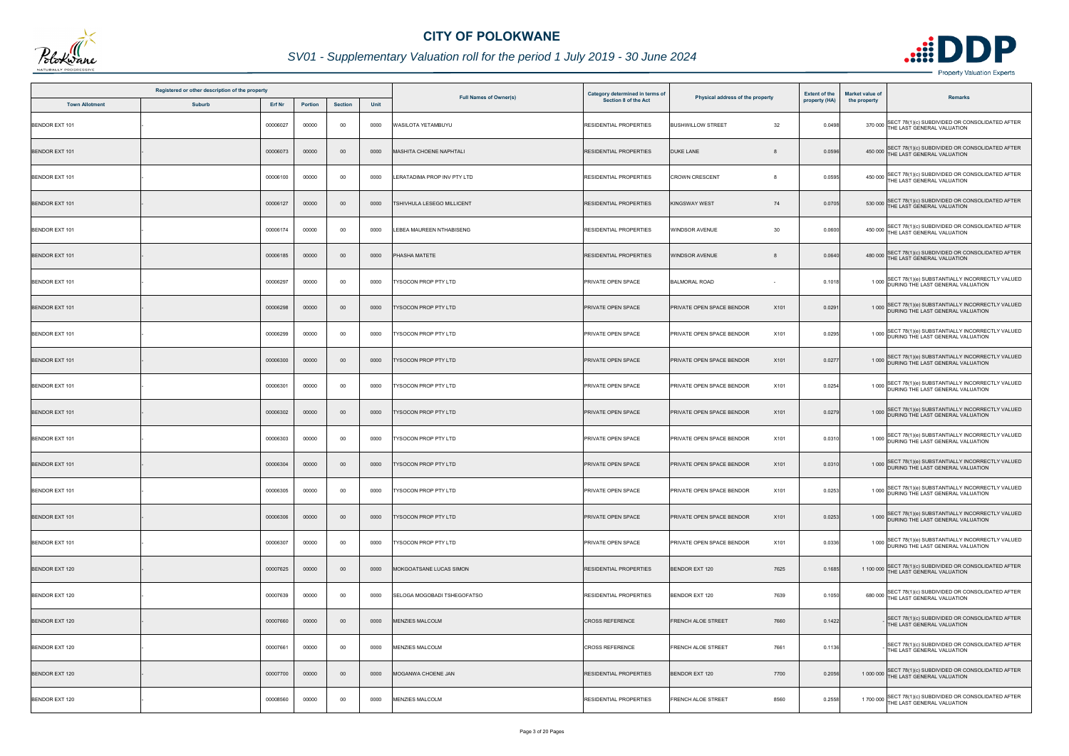# CITY OF POLOKWANE

*SV01 - Supplementary Valuation roll for the period 1 July 2019 - 30 June 2024*

| Registered or other description of the property | | | | | | Full Names of Owner(s) | Category determined in terms of Section 8 of the Act | Physical address of the property | | Extent of the property (HA) | Market value of the property | Remarks |
|---|---|---|---|---|---|---|---|---|---|---|---|---|
| Town Allotment | Suburb | Erf Nr | Portion | Section | Unit | | | | | | | |
| BENDOR EXT 101 | - | 00006027 | 00000 | 00 | 0000 | WASILOTA YETAMBUYU | RESIDENTIAL PROPERTIES | BUSHWILLOW STREET | 32 | 0.0498 | 370 000 | SECT 78(1)(c) SUBDIVIDED OR CONSOLIDATED AFTER THE LAST GENERAL VALUATION |
| BENDOR EXT 101 | - | 00006073 | 00000 | 00 | 0000 | MASHITA CHOENE NAPHTALI | RESIDENTIAL PROPERTIES | DUKE LANE | 8 | 0.0596 | 450 000 | SECT 78(1)(c) SUBDIVIDED OR CONSOLIDATED AFTER THE LAST GENERAL VALUATION |
| BENDOR EXT 101 | - | 00006100 | 00000 | 00 | 0000 | LERATADIMA PROP INV PTY LTD | RESIDENTIAL PROPERTIES | CROWN CRESCENT | 8 | 0.0595 | 450 000 | SECT 78(1)(c) SUBDIVIDED OR CONSOLIDATED AFTER THE LAST GENERAL VALUATION |
| BENDOR EXT 101 | - | 00006127 | 00000 | 00 | 0000 | TSHIVHULA LESEGO MILLICENT | RESIDENTIAL PROPERTIES | KINGSWAY WEST | 74 | 0.0705 | 530 000 | SECT 78(1)(c) SUBDIVIDED OR CONSOLIDATED AFTER THE LAST GENERAL VALUATION |
| BENDOR EXT 101 | - | 00006174 | 00000 | 00 | 0000 | LEBEA MAUREEN NTHABISENG | RESIDENTIAL PROPERTIES | WINDSOR AVENUE | 30 | 0.0600 | 450 000 | SECT 78(1)(c) SUBDIVIDED OR CONSOLIDATED AFTER THE LAST GENERAL VALUATION |
| BENDOR EXT 101 | - | 00006185 | 00000 | 00 | 0000 | PHASHA MATETE | RESIDENTIAL PROPERTIES | WINDSOR AVENUE | 8 | 0.0640 | 480 000 | SECT 78(1)(c) SUBDIVIDED OR CONSOLIDATED AFTER THE LAST GENERAL VALUATION |
| BENDOR EXT 101 | - | 00006297 | 00000 | 00 | 0000 | TYSOCON PROP PTY LTD | PRIVATE OPEN SPACE | BALMORAL ROAD | - | 0.1018 | 1 000 | SECT 78(1)(e) SUBSTANTIALLY INCORRECTLY VALUED DURING THE LAST GENERAL VALUATION |
| BENDOR EXT 101 | - | 00006298 | 00000 | 00 | 0000 | TYSOCON PROP PTY LTD | PRIVATE OPEN SPACE | PRIVATE OPEN SPACE BENDOR | X101 | 0.0291 | 1 000 | SECT 78(1)(e) SUBSTANTIALLY INCORRECTLY VALUED DURING THE LAST GENERAL VALUATION |
| BENDOR EXT 101 | - | 00006299 | 00000 | 00 | 0000 | TYSOCON PROP PTY LTD | PRIVATE OPEN SPACE | PRIVATE OPEN SPACE BENDOR | X101 | 0.0295 | 1 000 | SECT 78(1)(e) SUBSTANTIALLY INCORRECTLY VALUED DURING THE LAST GENERAL VALUATION |
| BENDOR EXT 101 | - | 00006300 | 00000 | 00 | 0000 | TYSOCON PROP PTY LTD | PRIVATE OPEN SPACE | PRIVATE OPEN SPACE BENDOR | X101 | 0.0277 | 1 000 | SECT 78(1)(e) SUBSTANTIALLY INCORRECTLY VALUED DURING THE LAST GENERAL VALUATION |
| BENDOR EXT 101 | - | 00006301 | 00000 | 00 | 0000 | TYSOCON PROP PTY LTD | PRIVATE OPEN SPACE | PRIVATE OPEN SPACE BENDOR | X101 | 0.0254 | 1 000 | SECT 78(1)(e) SUBSTANTIALLY INCORRECTLY VALUED DURING THE LAST GENERAL VALUATION |
| BENDOR EXT 101 | - | 00006302 | 00000 | 00 | 0000 | TYSOCON PROP PTY LTD | PRIVATE OPEN SPACE | PRIVATE OPEN SPACE BENDOR | X101 | 0.0279 | 1 000 | SECT 78(1)(e) SUBSTANTIALLY INCORRECTLY VALUED DURING THE LAST GENERAL VALUATION |
| BENDOR EXT 101 | - | 00006303 | 00000 | 00 | 0000 | TYSOCON PROP PTY LTD | PRIVATE OPEN SPACE | PRIVATE OPEN SPACE BENDOR | X101 | 0.0310 | 1 000 | SECT 78(1)(e) SUBSTANTIALLY INCORRECTLY VALUED DURING THE LAST GENERAL VALUATION |
| BENDOR EXT 101 | - | 00006304 | 00000 | 00 | 0000 | TYSOCON PROP PTY LTD | PRIVATE OPEN SPACE | PRIVATE OPEN SPACE BENDOR | X101 | 0.0310 | 1 000 | SECT 78(1)(e) SUBSTANTIALLY INCORRECTLY VALUED DURING THE LAST GENERAL VALUATION |
| BENDOR EXT 101 | - | 00006305 | 00000 | 00 | 0000 | TYSOCON PROP PTY LTD | PRIVATE OPEN SPACE | PRIVATE OPEN SPACE BENDOR | X101 | 0.0253 | 1 000 | SECT 78(1)(e) SUBSTANTIALLY INCORRECTLY VALUED DURING THE LAST GENERAL VALUATION |
| BENDOR EXT 101 | - | 00006306 | 00000 | 00 | 0000 | TYSOCON PROP PTY LTD | PRIVATE OPEN SPACE | PRIVATE OPEN SPACE BENDOR | X101 | 0.0253 | 1 000 | SECT 78(1)(e) SUBSTANTIALLY INCORRECTLY VALUED DURING THE LAST GENERAL VALUATION |
| BENDOR EXT 101 | - | 00006307 | 00000 | 00 | 0000 | TYSOCON PROP PTY LTD | PRIVATE OPEN SPACE | PRIVATE OPEN SPACE BENDOR | X101 | 0.0336 | 1 000 | SECT 78(1)(e) SUBSTANTIALLY INCORRECTLY VALUED DURING THE LAST GENERAL VALUATION |
| BENDOR EXT 120 | - | 00007625 | 00000 | 00 | 0000 | MOKGOATSANE LUCAS SIMON | RESIDENTIAL PROPERTIES | BENDOR EXT 120 | 7625 | 0.1685 | 1 100 000 | SECT 78(1)(c) SUBDIVIDED OR CONSOLIDATED AFTER THE LAST GENERAL VALUATION |
| BENDOR EXT 120 | - | 00007639 | 00000 | 00 | 0000 | SELOGA MOGOBADI TSHEGOFATSO | RESIDENTIAL PROPERTIES | BENDOR EXT 120 | 7639 | 0.1050 | 680 000 | SECT 78(1)(c) SUBDIVIDED OR CONSOLIDATED AFTER THE LAST GENERAL VALUATION |
| BENDOR EXT 120 | - | 00007660 | 00000 | 00 | 0000 | MENZIES MALCOLM | CROSS REFERENCE | FRENCH ALOE STREET | 7660 | 0.1422 | - | SECT 78(1)(c) SUBDIVIDED OR CONSOLIDATED AFTER THE LAST GENERAL VALUATION |
| BENDOR EXT 120 | - | 00007661 | 00000 | 00 | 0000 | MENZIES MALCOLM | CROSS REFERENCE | FRENCH ALOE STREET | 7661 | 0.1136 | - | SECT 78(1)(c) SUBDIVIDED OR CONSOLIDATED AFTER THE LAST GENERAL VALUATION |
| BENDOR EXT 120 | - | 00007700 | 00000 | 00 | 0000 | MOGANWA CHOENE JAN | RESIDENTIAL PROPERTIES | BENDOR EXT 120 | 7700 | 0.2056 | 1 000 000 | SECT 78(1)(c) SUBDIVIDED OR CONSOLIDATED AFTER THE LAST GENERAL VALUATION |
| BENDOR EXT 120 | - | 00008560 | 00000 | 00 | 0000 | MENZIES MALCOLM | RESIDENTIAL PROPERTIES | FRENCH ALOE STREET | 8560 | 0.2558 | 1 700 000 | SECT 78(1)(c) SUBDIVIDED OR CONSOLIDATED AFTER THE LAST GENERAL VALUATION |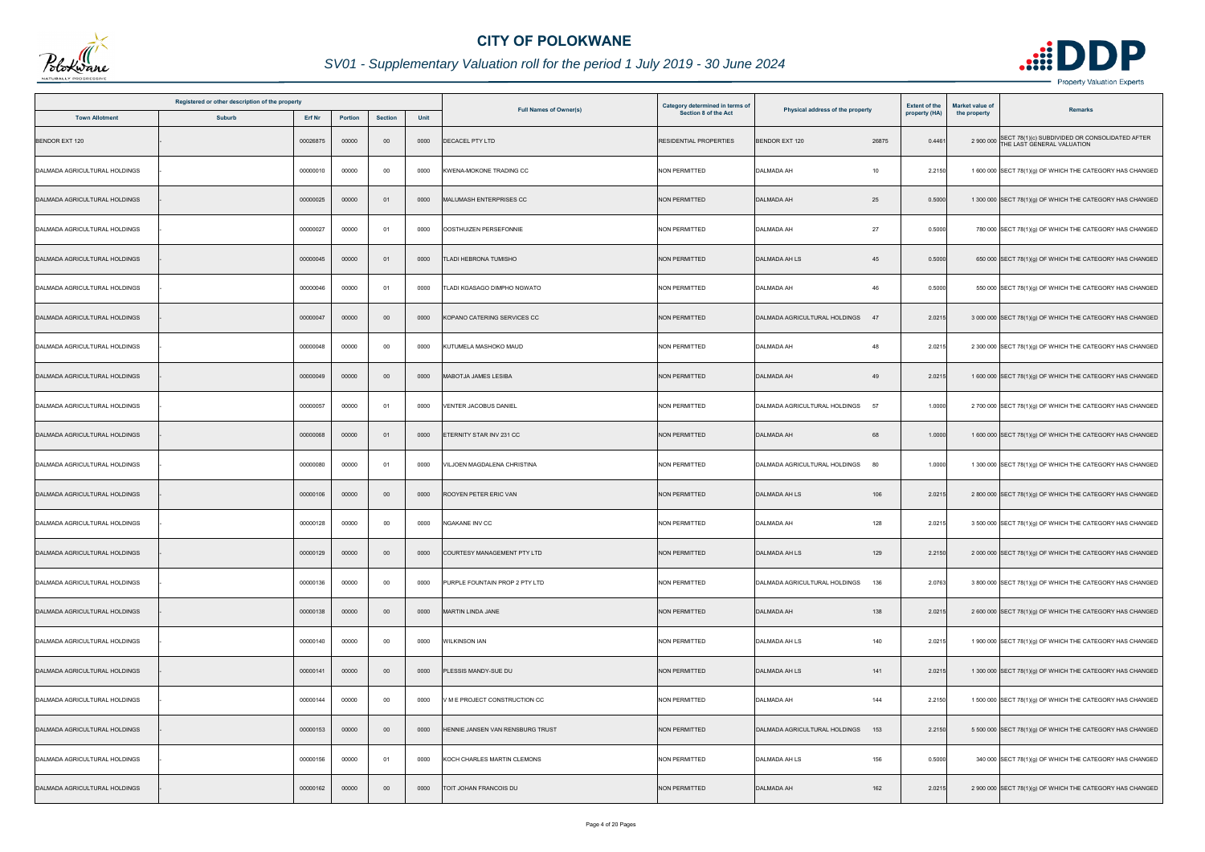# CITY OF POLOKWANE

## SV01 - Supplementary Valuation roll for the period 1 July 2019 - 30 June 2024

| Registered or other description of the property | | | | | | Full Names of Owner(s) | Category determined in terms of Section 8 of the Act | Physical address of the property | | Extent of the property (HA) | Market value of the property | Remarks |
|---|---|---|---|---|---|---|---|---|---|---|---|---|
| Town Allotment | Suburb | Erf Nr | Portion | Section | Unit | | | | | | | |
| BENDOR EXT 120 | - | 00026875 | 00000 | 00 | 0000 | DECACEL PTY LTD | RESIDENTIAL PROPERTIES | BENDOR EXT 120 | 26875 | 0.4461 | 2 900 000 | SECT 78(1)(c) SUBDIVIDED OR CONSOLIDATED AFTER THE LAST GENERAL VALUATION |
| DALMADA AGRICULTURAL HOLDINGS | - | 00000010 | 00000 | 00 | 0000 | KWENA-MOKONE TRADING CC | NON PERMITTED | DALMADA AH | 10 | 2.2150 | 1 600 000 | SECT 78(1)(g) OF WHICH THE CATEGORY HAS CHANGED |
| DALMADA AGRICULTURAL HOLDINGS | - | 00000025 | 00000 | 01 | 0000 | MALUMASH ENTERPRISES CC | NON PERMITTED | DALMADA AH | 25 | 0.5000 | 1 300 000 | SECT 78(1)(g) OF WHICH THE CATEGORY HAS CHANGED |
| DALMADA AGRICULTURAL HOLDINGS | - | 00000027 | 00000 | 01 | 0000 | OOSTHUIZEN PERSEFONNIE | NON PERMITTED | DALMADA AH | 27 | 0.5000 | 780 000 | SECT 78(1)(g) OF WHICH THE CATEGORY HAS CHANGED |
| DALMADA AGRICULTURAL HOLDINGS | - | 00000045 | 00000 | 01 | 0000 | TLADI HEBRONA TUMISHO | NON PERMITTED | DALMADA AH LS | 45 | 0.5000 | 650 000 | SECT 78(1)(g) OF WHICH THE CATEGORY HAS CHANGED |
| DALMADA AGRICULTURAL HOLDINGS | - | 00000046 | 00000 | 01 | 0000 | TLADI KGASAGO DIMPHO NGWATO | NON PERMITTED | DALMADA AH | 46 | 0.5000 | 550 000 | SECT 78(1)(g) OF WHICH THE CATEGORY HAS CHANGED |
| DALMADA AGRICULTURAL HOLDINGS | - | 00000047 | 00000 | 00 | 0000 | KOPANO CATERING SERVICES CC | NON PERMITTED | DALMADA AGRICULTURAL HOLDINGS | 47 | 2.0215 | 3 000 000 | SECT 78(1)(g) OF WHICH THE CATEGORY HAS CHANGED |
| DALMADA AGRICULTURAL HOLDINGS | - | 00000048 | 00000 | 00 | 0000 | KUTUMELA MASHOKO MAUD | NON PERMITTED | DALMADA AH | 48 | 2.0215 | 2 300 000 | SECT 78(1)(g) OF WHICH THE CATEGORY HAS CHANGED |
| DALMADA AGRICULTURAL HOLDINGS | - | 00000049 | 00000 | 00 | 0000 | MABOTJA JAMES LESIBA | NON PERMITTED | DALMADA AH | 49 | 2.0215 | 1 600 000 | SECT 78(1)(g) OF WHICH THE CATEGORY HAS CHANGED |
| DALMADA AGRICULTURAL HOLDINGS | - | 00000057 | 00000 | 01 | 0000 | VENTER JACOBUS DANIEL | NON PERMITTED | DALMADA AGRICULTURAL HOLDINGS | 57 | 1.0000 | 2 700 000 | SECT 78(1)(g) OF WHICH THE CATEGORY HAS CHANGED |
| DALMADA AGRICULTURAL HOLDINGS | - | 00000068 | 00000 | 01 | 0000 | ETERNITY STAR INV 231 CC | NON PERMITTED | DALMADA AH | 68 | 1.0000 | 1 600 000 | SECT 78(1)(g) OF WHICH THE CATEGORY HAS CHANGED |
| DALMADA AGRICULTURAL HOLDINGS | - | 00000080 | 00000 | 01 | 0000 | VILJOEN MAGDALENA CHRISTINA | NON PERMITTED | DALMADA AGRICULTURAL HOLDINGS | 80 | 1.0000 | 1 300 000 | SECT 78(1)(g) OF WHICH THE CATEGORY HAS CHANGED |
| DALMADA AGRICULTURAL HOLDINGS | - | 00000106 | 00000 | 00 | 0000 | ROOYEN PETER ERIC VAN | NON PERMITTED | DALMADA AH LS | 106 | 2.0215 | 2 800 000 | SECT 78(1)(g) OF WHICH THE CATEGORY HAS CHANGED |
| DALMADA AGRICULTURAL HOLDINGS | - | 00000128 | 00000 | 00 | 0000 | NGAKANE INV CC | NON PERMITTED | DALMADA AH | 128 | 2.0215 | 3 500 000 | SECT 78(1)(g) OF WHICH THE CATEGORY HAS CHANGED |
| DALMADA AGRICULTURAL HOLDINGS | - | 00000129 | 00000 | 00 | 0000 | COURTESY MANAGEMENT PTY LTD | NON PERMITTED | DALMADA AH LS | 129 | 2.2150 | 2 000 000 | SECT 78(1)(g) OF WHICH THE CATEGORY HAS CHANGED |
| DALMADA AGRICULTURAL HOLDINGS | - | 00000136 | 00000 | 00 | 0000 | PURPLE FOUNTAIN PROP 2 PTY LTD | NON PERMITTED | DALMADA AGRICULTURAL HOLDINGS | 136 | 2.0763 | 3 800 000 | SECT 78(1)(g) OF WHICH THE CATEGORY HAS CHANGED |
| DALMADA AGRICULTURAL HOLDINGS | - | 00000138 | 00000 | 00 | 0000 | MARTIN LINDA JANE | NON PERMITTED | DALMADA AH | 138 | 2.0215 | 2 600 000 | SECT 78(1)(g) OF WHICH THE CATEGORY HAS CHANGED |
| DALMADA AGRICULTURAL HOLDINGS | - | 00000140 | 00000 | 00 | 0000 | WILKINSON IAN | NON PERMITTED | DALMADA AH LS | 140 | 2.0215 | 1 900 000 | SECT 78(1)(g) OF WHICH THE CATEGORY HAS CHANGED |
| DALMADA AGRICULTURAL HOLDINGS | - | 00000141 | 00000 | 00 | 0000 | PLESSIS MANDY-SUE DU | NON PERMITTED | DALMADA AH LS | 141 | 2.0215 | 1 300 000 | SECT 78(1)(g) OF WHICH THE CATEGORY HAS CHANGED |
| DALMADA AGRICULTURAL HOLDINGS | - | 00000144 | 00000 | 00 | 0000 | V M E PROJECT CONSTRUCTION CC | NON PERMITTED | DALMADA AH | 144 | 2.2150 | 1 500 000 | SECT 78(1)(g) OF WHICH THE CATEGORY HAS CHANGED |
| DALMADA AGRICULTURAL HOLDINGS | - | 00000153 | 00000 | 00 | 0000 | HENNIE JANSEN VAN RENSBURG TRUST | NON PERMITTED | DALMADA AGRICULTURAL HOLDINGS | 153 | 2.2150 | 5 500 000 | SECT 78(1)(g) OF WHICH THE CATEGORY HAS CHANGED |
| DALMADA AGRICULTURAL HOLDINGS | - | 00000156 | 00000 | 01 | 0000 | KOCH CHARLES MARTIN CLEMONS | NON PERMITTED | DALMADA AH LS | 156 | 0.5000 | 340 000 | SECT 78(1)(g) OF WHICH THE CATEGORY HAS CHANGED |
| DALMADA AGRICULTURAL HOLDINGS | - | 00000162 | 00000 | 00 | 0000 | TOIT JOHAN FRANCOIS DU | NON PERMITTED | DALMADA AH | 162 | 2.0215 | 2 900 000 | SECT 78(1)(g) OF WHICH THE CATEGORY HAS CHANGED |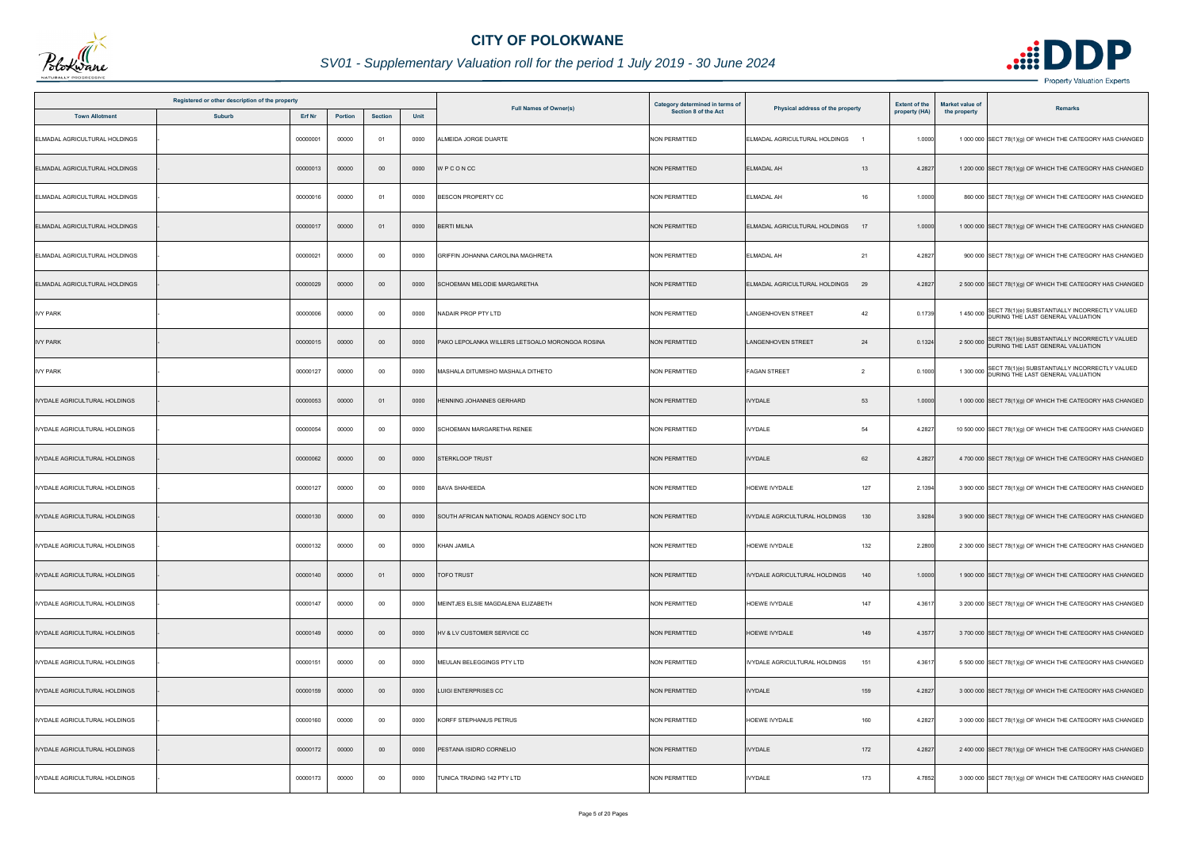# CITY OF POLOKWANE

## *SV01 - Supplementary Valuation roll for the period 1 July 2019 - 30 June 2024*

| Registered or other description of the property | | | | | | Full Names of Owner(s) | Category determined in terms of Section 8 of the Act | Physical address of the property | Extent of the property (HA) | Market value of the property | Remarks |
|---|---|---|---|---|---|---|---|---|---|---|---|
| **Town Allotment** | **Suburb** | **Erf Nr** | **Portion** | **Section** | **Unit** | | | | | | |
| ELMADAL AGRICULTURAL HOLDINGS | - | 00000001 | 00000 | 01 | 0000 | ALMEIDA JORGE DUARTE | NON PERMITTED | ELMADAL AGRICULTURAL HOLDINGS 1 | 1.0000 | 1 000 000 | SECT 78(1)(g) OF WHICH THE CATEGORY HAS CHANGED |
| ELMADAL AGRICULTURAL HOLDINGS | - | 00000013 | 00000 | 00 | 0000 | W P C O N CC | NON PERMITTED | ELMADAL AH 13 | 4.2827 | 1 200 000 | SECT 78(1)(g) OF WHICH THE CATEGORY HAS CHANGED |
| ELMADAL AGRICULTURAL HOLDINGS | - | 00000016 | 00000 | 01 | 0000 | BESCON PROPERTY CC | NON PERMITTED | ELMADAL AH 16 | 1.0000 | 860 000 | SECT 78(1)(g) OF WHICH THE CATEGORY HAS CHANGED |
| ELMADAL AGRICULTURAL HOLDINGS | - | 00000017 | 00000 | 01 | 0000 | BERTI MILNA | NON PERMITTED | ELMADAL AGRICULTURAL HOLDINGS 17 | 1.0000 | 1 000 000 | SECT 78(1)(g) OF WHICH THE CATEGORY HAS CHANGED |
| ELMADAL AGRICULTURAL HOLDINGS | - | 00000021 | 00000 | 00 | 0000 | GRIFFIN JOHANNA CAROLINA MAGHRETA | NON PERMITTED | ELMADAL AH 21 | 4.2827 | 900 000 | SECT 78(1)(g) OF WHICH THE CATEGORY HAS CHANGED |
| ELMADAL AGRICULTURAL HOLDINGS | - | 00000029 | 00000 | 00 | 0000 | SCHOEMAN MELODIE MARGARETHA | NON PERMITTED | ELMADAL AGRICULTURAL HOLDINGS 29 | 4.2827 | 2 500 000 | SECT 78(1)(g) OF WHICH THE CATEGORY HAS CHANGED |
| IVY PARK | - | 00000006 | 00000 | 00 | 0000 | NADAIR PROP PTY LTD | NON PERMITTED | LANGENHOVEN STREET 42 | 0.1739 | 1 450 000 | SECT 78(1)(e) SUBSTANTIALLY INCORRECTLY VALUED DURING THE LAST GENERAL VALUATION |
| IVY PARK | - | 00000015 | 00000 | 00 | 0000 | PAKO LEPOLANKA WILLERS LETSOALO MORONGOA ROSINA | NON PERMITTED | LANGENHOVEN STREET 24 | 0.1324 | 2 500 000 | SECT 78(1)(e) SUBSTANTIALLY INCORRECTLY VALUED DURING THE LAST GENERAL VALUATION |
| IVY PARK | - | 00000127 | 00000 | 00 | 0000 | MASHALA DITUMISHO MASHALA DITHETO | NON PERMITTED | FAGAN STREET 2 | 0.1000 | 1 300 000 | SECT 78(1)(e) SUBSTANTIALLY INCORRECTLY VALUED DURING THE LAST GENERAL VALUATION |
| IVYDALE AGRICULTURAL HOLDINGS | - | 00000053 | 00000 | 01 | 0000 | HENNING JOHANNES GERHARD | NON PERMITTED | IVYDALE 53 | 1.0000 | 1 000 000 | SECT 78(1)(g) OF WHICH THE CATEGORY HAS CHANGED |
| IVYDALE AGRICULTURAL HOLDINGS | - | 00000054 | 00000 | 00 | 0000 | SCHOEMAN MARGARETHA RENEE | NON PERMITTED | IVYDALE 54 | 4.2827 | 10 500 000 | SECT 78(1)(g) OF WHICH THE CATEGORY HAS CHANGED |
| IVYDALE AGRICULTURAL HOLDINGS | - | 00000062 | 00000 | 00 | 0000 | STERKLOOP TRUST | NON PERMITTED | IVYDALE 62 | 4.2827 | 4 700 000 | SECT 78(1)(g) OF WHICH THE CATEGORY HAS CHANGED |
| IVYDALE AGRICULTURAL HOLDINGS | - | 00000127 | 00000 | 00 | 0000 | BAVA SHAHEEDA | NON PERMITTED | HOEWE IVYDALE 127 | 2.1394 | 3 900 000 | SECT 78(1)(g) OF WHICH THE CATEGORY HAS CHANGED |
| IVYDALE AGRICULTURAL HOLDINGS | - | 00000130 | 00000 | 00 | 0000 | SOUTH AFRICAN NATIONAL ROADS AGENCY SOC LTD | NON PERMITTED | IVYDALE AGRICULTURAL HOLDINGS 130 | 3.9284 | 3 900 000 | SECT 78(1)(g) OF WHICH THE CATEGORY HAS CHANGED |
| IVYDALE AGRICULTURAL HOLDINGS | - | 00000132 | 00000 | 00 | 0000 | KHAN JAMILA | NON PERMITTED | HOEWE IVYDALE 132 | 2.2800 | 2 300 000 | SECT 78(1)(g) OF WHICH THE CATEGORY HAS CHANGED |
| IVYDALE AGRICULTURAL HOLDINGS | - | 00000140 | 00000 | 01 | 0000 | TOFO TRUST | NON PERMITTED | IVYDALE AGRICULTURAL HOLDINGS 140 | 1.0000 | 1 900 000 | SECT 78(1)(g) OF WHICH THE CATEGORY HAS CHANGED |
| IVYDALE AGRICULTURAL HOLDINGS | - | 00000147 | 00000 | 00 | 0000 | MEINTJES ELSIE MAGDALENA ELIZABETH | NON PERMITTED | HOEWE IVYDALE 147 | 4.3617 | 3 200 000 | SECT 78(1)(g) OF WHICH THE CATEGORY HAS CHANGED |
| IVYDALE AGRICULTURAL HOLDINGS | - | 00000149 | 00000 | 00 | 0000 | HV & LV CUSTOMER SERVICE CC | NON PERMITTED | HOEWE IVYDALE 149 | 4.3577 | 3 700 000 | SECT 78(1)(g) OF WHICH THE CATEGORY HAS CHANGED |
| IVYDALE AGRICULTURAL HOLDINGS | - | 00000151 | 00000 | 00 | 0000 | MEULAN BELEGGINGS PTY LTD | NON PERMITTED | IVYDALE AGRICULTURAL HOLDINGS 151 | 4.3617 | 5 500 000 | SECT 78(1)(g) OF WHICH THE CATEGORY HAS CHANGED |
| IVYDALE AGRICULTURAL HOLDINGS | - | 00000159 | 00000 | 00 | 0000 | LUIGI ENTERPRISES CC | NON PERMITTED | IVYDALE 159 | 4.2827 | 3 000 000 | SECT 78(1)(g) OF WHICH THE CATEGORY HAS CHANGED |
| IVYDALE AGRICULTURAL HOLDINGS | - | 00000160 | 00000 | 00 | 0000 | KORFF STEPHANUS PETRUS | NON PERMITTED | HOEWE IVYDALE 160 | 4.2827 | 3 000 000 | SECT 78(1)(g) OF WHICH THE CATEGORY HAS CHANGED |
| IVYDALE AGRICULTURAL HOLDINGS | - | 00000172 | 00000 | 00 | 0000 | PESTANA ISIDRO CORNELIO | NON PERMITTED | IVYDALE 172 | 4.2827 | 2 400 000 | SECT 78(1)(g) OF WHICH THE CATEGORY HAS CHANGED |
| IVYDALE AGRICULTURAL HOLDINGS | - | 00000173 | 00000 | 00 | 0000 | TUNICA TRADING 142 PTY LTD | NON PERMITTED | IVYDALE 173 | 4.7852 | 3 000 000 | SECT 78(1)(g) OF WHICH THE CATEGORY HAS CHANGED |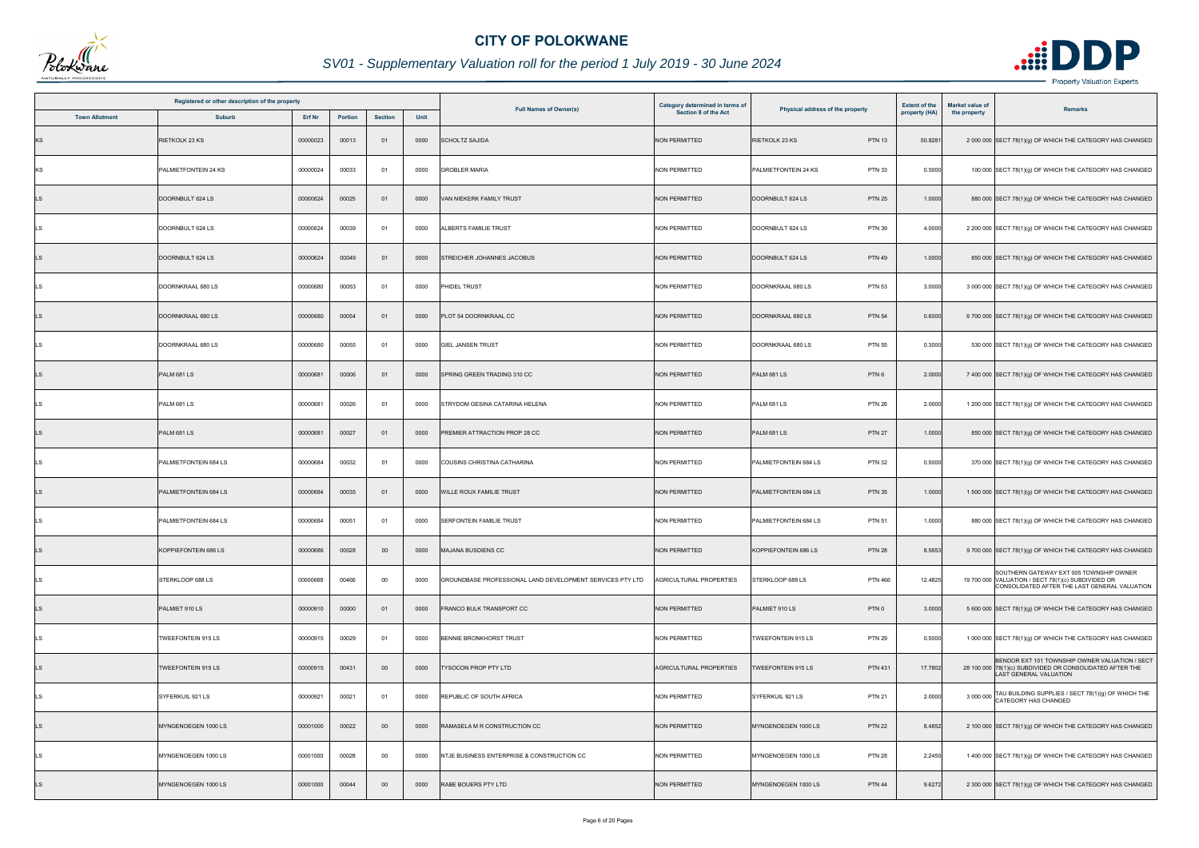# CITY OF POLOKWANE

## SV01 - Supplementary Valuation roll for the period 1 July 2019 - 30 June 2024

| Registered or other description of the property | | | | | | Full Names of Owner(s) | Category determined in terms of Section 8 of the Act | Physical address of the property | | Extent of the property (HA) | Market value of the property | Remarks |
|---|---|---|---|---|---|---|---|---|---|---|---|---|
| Town Allotment | Suburb | Erf Nr | Portion | Section | Unit | | | | | | | |
| KS | RIETKOLK 23 KS | 00000023 | 00013 | 01 | 0000 | SCHOLTZ SAJIDA | NON PERMITTED | RIETKOLK 23 KS | PTN 13 | 50.8281 | 2 000 000 | SECT 78(1)(g) OF WHICH THE CATEGORY HAS CHANGED |
| KS | PALMIETFONTEIN 24 KS | 00000024 | 00033 | 01 | 0000 | GROBLER MARIA | NON PERMITTED | PALMIETFONTEIN 24 KS | PTN 33 | 0.5000 | 100 000 | SECT 78(1)(g) OF WHICH THE CATEGORY HAS CHANGED |
| LS | DOORNBULT 624 LS | 00000624 | 00025 | 01 | 0000 | VAN NIEKERK FAMILY TRUST | NON PERMITTED | DOORNBULT 624 LS | PTN 25 | 1.0000 | 880 000 | SECT 78(1)(g) OF WHICH THE CATEGORY HAS CHANGED |
| LS | DOORNBULT 624 LS | 00000624 | 00039 | 01 | 0000 | ALBERTS FAMILIE TRUST | NON PERMITTED | DOORNBULT 624 LS | PTN 39 | 4.0000 | 2 200 000 | SECT 78(1)(g) OF WHICH THE CATEGORY HAS CHANGED |
| LS | DOORNBULT 624 LS | 00000624 | 00049 | 01 | 0000 | STREICHER JOHANNES JACOBUS | NON PERMITTED | DOORNBULT 624 LS | PTN 49 | 1.0000 | 850 000 | SECT 78(1)(g) OF WHICH THE CATEGORY HAS CHANGED |
| LS | DOORNKRAAL 680 LS | 00000680 | 00053 | 01 | 0000 | PHIDEL TRUST | NON PERMITTED | DOORNKRAAL 680 LS | PTN 53 | 3.0000 | 3 000 000 | SECT 78(1)(g) OF WHICH THE CATEGORY HAS CHANGED |
| LS | DOORNKRAAL 680 LS | 00000680 | 00054 | 01 | 0000 | PLOT 54 DOORNKRAAL CC | NON PERMITTED | DOORNKRAAL 680 LS | PTN 54 | 0.6000 | 6 700 000 | SECT 78(1)(g) OF WHICH THE CATEGORY HAS CHANGED |
| LS | DOORNKRAAL 680 LS | 00000680 | 00055 | 01 | 0000 | GIEL JANSEN TRUST | NON PERMITTED | DOORNKRAAL 680 LS | PTN 55 | 0.3000 | 530 000 | SECT 78(1)(g) OF WHICH THE CATEGORY HAS CHANGED |
| LS | PALM 681 LS | 00000681 | 00006 | 01 | 0000 | SPRING GREEN TRADING 310 CC | NON PERMITTED | PALM 681 LS | PTN 6 | 2.0000 | 7 400 000 | SECT 78(1)(g) OF WHICH THE CATEGORY HAS CHANGED |
| LS | PALM 681 LS | 00000681 | 00026 | 01 | 0000 | STRYDOM GESINA CATARINA HELENA | NON PERMITTED | PALM 681 LS | PTN 26 | 2.0000 | 1 200 000 | SECT 78(1)(g) OF WHICH THE CATEGORY HAS CHANGED |
| LS | PALM 681 LS | 00000681 | 00027 | 01 | 0000 | PREMIER ATTRACTION PROP 28 CC | NON PERMITTED | PALM 681 LS | PTN 27 | 1.0000 | 850 000 | SECT 78(1)(g) OF WHICH THE CATEGORY HAS CHANGED |
| LS | PALMIETFONTEIN 684 LS | 00000684 | 00032 | 01 | 0000 | COUSINS CHRISTINA CATHARINA | NON PERMITTED | PALMIETFONTEIN 684 LS | PTN 32 | 0.5000 | 370 000 | SECT 78(1)(g) OF WHICH THE CATEGORY HAS CHANGED |
| LS | PALMIETFONTEIN 684 LS | 00000684 | 00035 | 01 | 0000 | WILLE ROUX FAMILIE TRUST | NON PERMITTED | PALMIETFONTEIN 684 LS | PTN 35 | 1.0000 | 1 500 000 | SECT 78(1)(g) OF WHICH THE CATEGORY HAS CHANGED |
| LS | PALMIETFONTEIN 684 LS | 00000684 | 00051 | 01 | 0000 | SERFONTEIN FAMILIE TRUST | NON PERMITTED | PALMIETFONTEIN 684 LS | PTN 51 | 1.0000 | 880 000 | SECT 78(1)(g) OF WHICH THE CATEGORY HAS CHANGED |
| LS | KOPPIEFONTEIN 686 LS | 00000686 | 00028 | 00 | 0000 | MAJANA BUSDIENS CC | NON PERMITTED | KOPPIEFONTEIN 686 LS | PTN 28 | 8.5653 | 9 700 000 | SECT 78(1)(g) OF WHICH THE CATEGORY HAS CHANGED |
| LS | STERKLOOP 688 LS | 00000688 | 00466 | 00 | 0000 | GROUNDBASE PROFESSIONAL LAND DEVELOPMENT SERVICES PTY LTD | AGRICULTURAL PROPERTIES | STERKLOOP 688 LS | PTN 466 | 12.4825 | 19 700 000 | SOUTHERN GATEWAY EXT 005 TOWNSHIP OWNER VALUATION / SECT 78(1)(c) SUBDIVIDED OR CONSOLIDATED AFTER THE LAST GENERAL VALUATION |
| LS | PALMIET 910 LS | 00000910 | 00000 | 01 | 0000 | FRANCO BULK TRANSPORT CC | NON PERMITTED | PALMIET 910 LS | PTN 0 | 3.0000 | 5 600 000 | SECT 78(1)(g) OF WHICH THE CATEGORY HAS CHANGED |
| LS | TWEEFONTEIN 915 LS | 00000915 | 00029 | 01 | 0000 | BENNIE BRONKHORST TRUST | NON PERMITTED | TWEEFONTEIN 915 LS | PTN 29 | 0.5000 | 1 000 000 | SECT 78(1)(g) OF WHICH THE CATEGORY HAS CHANGED |
| LS | TWEEFONTEIN 915 LS | 00000915 | 00431 | 00 | 0000 | TYSOCON PROP PTY LTD | AGRICULTURAL PROPERTIES | TWEEFONTEIN 915 LS | PTN 431 | 17.7802 | 28 100 000 | BENDOR EXT 101 TOWNSHIP OWNER VALUATION / SECT 78(1)(c) SUBDIVIDED OR CONSOLIDATED AFTER THE LAST GENERAL VALUATION |
| LS | SYFERKUIL 921 LS | 00000921 | 00021 | 01 | 0000 | REPUBLIC OF SOUTH AFRICA | NON PERMITTED | SYFERKUIL 921 LS | PTN 21 | 2.0000 | 3 000 000 | TAU BUILDING SUPPLIES / SECT 78(1)(g) OF WHICH THE CATEGORY HAS CHANGED |
| LS | MYNGENOEGEN 1000 LS | 00001000 | 00022 | 00 | 0000 | RAMASELA M R CONSTRUCTION CC | NON PERMITTED | MYNGENOEGEN 1000 LS | PTN 22 | 8.4852 | 2 100 000 | SECT 78(1)(g) OF WHICH THE CATEGORY HAS CHANGED |
| LS | MYNGENOEGEN 1000 LS | 00001000 | 00028 | 00 | 0000 | NTJE BUSINESS ENTERPRISE & CONSTRUCTION CC | NON PERMITTED | MYNGENOEGEN 1000 LS | PTN 28 | 2.2450 | 1 400 000 | SECT 78(1)(g) OF WHICH THE CATEGORY HAS CHANGED |
| LS | MYNGENOEGEN 1000 LS | 00001000 | 00044 | 00 | 0000 | RABE BOUERS PTY LTD | NON PERMITTED | MYNGENOEGEN 1000 LS | PTN 44 | 9.6272 | 2 300 000 | SECT 78(1)(g) OF WHICH THE CATEGORY HAS CHANGED |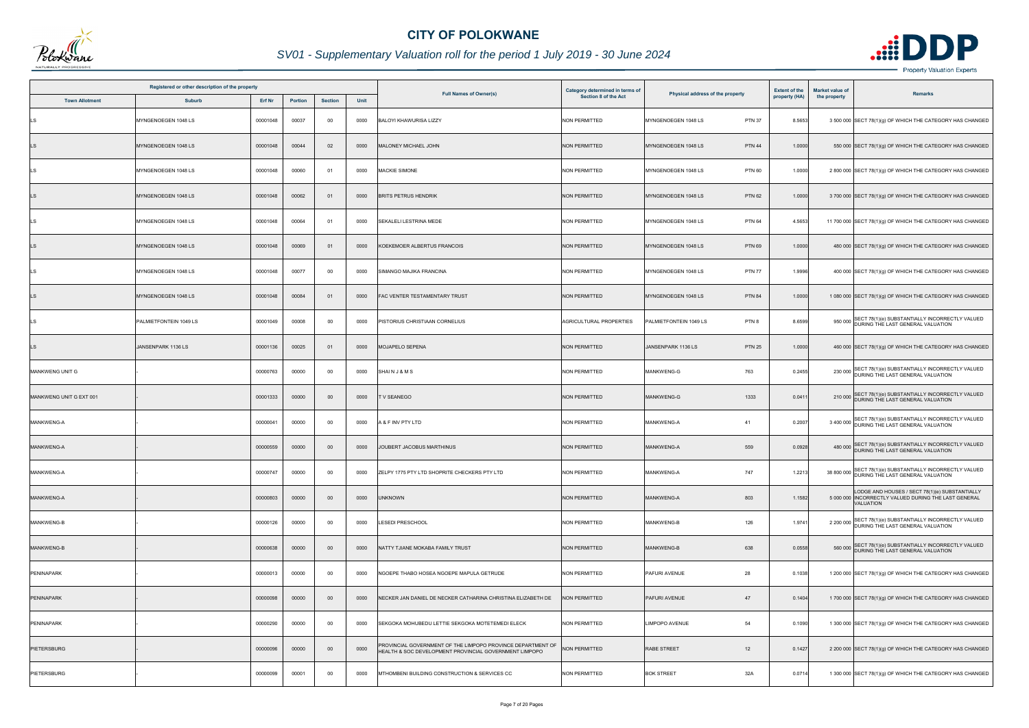# CITY OF POLOKWANE

*SV01 - Supplementary Valuation roll for the period 1 July 2019 - 30 June 2024*

| Registered or other description of the property | | | | | | Full Names of Owner(s) | Category determined in terms of Section 8 of the Act | Physical address of the property | | Extent of the property (HA) | Market value of the property | Remarks |
|---|---|---|---|---|---|---|---|---|---|---|---|---|
| Town Allotment | Suburb | Erf Nr | Portion | Section | Unit | | | | | | | |
| LS | MYNGENOEGEN 1048 LS | 00001048 | 00037 | 00 | 0000 | BALOYI KHAWURISA LIZZY | NON PERMITTED | MYNGENOEGEN 1048 LS | PTN 37 | 8.5653 | 3 500 000 | SECT 78(1)(g) OF WHICH THE CATEGORY HAS CHANGED |
| LS | MYNGENOEGEN 1048 LS | 00001048 | 00044 | 02 | 0000 | MALONEY MICHAEL JOHN | NON PERMITTED | MYNGENOEGEN 1048 LS | PTN 44 | 1.0000 | 550 000 | SECT 78(1)(g) OF WHICH THE CATEGORY HAS CHANGED |
| LS | MYNGENOEGEN 1048 LS | 00001048 | 00060 | 01 | 0000 | MACKIE SIMONE | NON PERMITTED | MYNGENOEGEN 1048 LS | PTN 60 | 1.0000 | 2 800 000 | SECT 78(1)(g) OF WHICH THE CATEGORY HAS CHANGED |
| LS | MYNGENOEGEN 1048 LS | 00001048 | 00062 | 01 | 0000 | BRITS PETRUS HENDRIK | NON PERMITTED | MYNGENOEGEN 1048 LS | PTN 62 | 1.0000 | 3 700 000 | SECT 78(1)(g) OF WHICH THE CATEGORY HAS CHANGED |
| LS | MYNGENOEGEN 1048 LS | 00001048 | 00064 | 01 | 0000 | SEKALELI LESTRINA MEDE | NON PERMITTED | MYNGENOEGEN 1048 LS | PTN 64 | 4.5653 | 11 700 000 | SECT 78(1)(g) OF WHICH THE CATEGORY HAS CHANGED |
| LS | MYNGENOEGEN 1048 LS | 00001048 | 00069 | 01 | 0000 | KOEKEMOER ALBERTUS FRANCOIS | NON PERMITTED | MYNGENOEGEN 1048 LS | PTN 69 | 1.0000 | 480 000 | SECT 78(1)(g) OF WHICH THE CATEGORY HAS CHANGED |
| LS | MYNGENOEGEN 1048 LS | 00001048 | 00077 | 00 | 0000 | SIMANGO MAJIKA FRANCINA | NON PERMITTED | MYNGENOEGEN 1048 LS | PTN 77 | 1.9996 | 400 000 | SECT 78(1)(g) OF WHICH THE CATEGORY HAS CHANGED |
| LS | MYNGENOEGEN 1048 LS | 00001048 | 00084 | 01 | 0000 | FAC VENTER TESTAMENTARY TRUST | NON PERMITTED | MYNGENOEGEN 1048 LS | PTN 84 | 1.0000 | 1 080 000 | SECT 78(1)(g) OF WHICH THE CATEGORY HAS CHANGED |
| LS | PALMIETFONTEIN 1049 LS | 00001049 | 00008 | 00 | 0000 | PISTORIUS CHRISTIAAN CORNELIUS | AGRICULTURAL PROPERTIES | PALMIETFONTEIN 1049 LS | PTN 8 | 8.6599 | 950 000 | SECT 78(1)(e) SUBSTANTIALLY INCORRECTLY VALUED DURING THE LAST GENERAL VALUATION |
| LS | JANSENPARK 1136 LS | 00001136 | 00025 | 01 | 0000 | MOJAPELO SEPENA | NON PERMITTED | JANSENPARK 1136 LS | PTN 25 | 1.0000 | 460 000 | SECT 78(1)(g) OF WHICH THE CATEGORY HAS CHANGED |
| MANKWENG UNIT G | - | 00000763 | 00000 | 00 | 0000 | SHAI N J & M S | NON PERMITTED | MANKWENG-G | 763 | 0.2455 | 230 000 | SECT 78(1)(e) SUBSTANTIALLY INCORRECTLY VALUED DURING THE LAST GENERAL VALUATION |
| MANKWENG UNIT G EXT 001 | - | 00001333 | 00000 | 00 | 0000 | T V SEANEGO | NON PERMITTED | MANKWENG-G | 1333 | 0.0411 | 210 000 | SECT 78(1)(e) SUBSTANTIALLY INCORRECTLY VALUED DURING THE LAST GENERAL VALUATION |
| MANKWENG-A | - | 00000041 | 00000 | 00 | 0000 | A & F INV PTY LTD | NON PERMITTED | MANKWENG-A | 41 | 0.2007 | 3 400 000 | SECT 78(1)(e) SUBSTANTIALLY INCORRECTLY VALUED DURING THE LAST GENERAL VALUATION |
| MANKWENG-A | - | 00000559 | 00000 | 00 | 0000 | JOUBERT JACOBUS MARTHINUS | NON PERMITTED | MANKWENG-A | 559 | 0.0928 | 480 000 | SECT 78(1)(e) SUBSTANTIALLY INCORRECTLY VALUED DURING THE LAST GENERAL VALUATION |
| MANKWENG-A | - | 00000747 | 00000 | 00 | 0000 | ZELPY 1775 PTY LTD SHOPRITE CHECKERS PTY LTD | NON PERMITTED | MANKWENG-A | 747 | 1.2213 | 38 800 000 | SECT 78(1)(e) SUBSTANTIALLY INCORRECTLY VALUED DURING THE LAST GENERAL VALUATION |
| MANKWENG-A | - | 00000803 | 00000 | 00 | 0000 | UNKNOWN | NON PERMITTED | MANKWENG-A | 803 | 1.1582 | 5 000 000 | LODGE AND HOUSES / SECT 78(1)(e) SUBSTANTIALLY INCORRECTLY VALUED DURING THE LAST GENERAL VALUATION |
| MANKWENG-B | - | 00000126 | 00000 | 00 | 0000 | LESEDI PRESCHOOL | NON PERMITTED | MANKWENG-B | 126 | 1.9741 | 2 200 000 | SECT 78(1)(e) SUBSTANTIALLY INCORRECTLY VALUED DURING THE LAST GENERAL VALUATION |
| MANKWENG-B | - | 00000638 | 00000 | 00 | 0000 | NATTY TJIANE MOKABA FAMILY TRUST | NON PERMITTED | MANKWENG-B | 638 | 0.0558 | 560 000 | SECT 78(1)(e) SUBSTANTIALLY INCORRECTLY VALUED DURING THE LAST GENERAL VALUATION |
| PENINAPARK | - | 00000013 | 00000 | 00 | 0000 | NGOEPE THABO HOSEA NGOEPE MAPULA GETRUDE | NON PERMITTED | PAFURI AVENUE | 28 | 0.1038 | 1 200 000 | SECT 78(1)(g) OF WHICH THE CATEGORY HAS CHANGED |
| PENINAPARK | - | 00000098 | 00000 | 00 | 0000 | NECKER JAN DANIEL DE NECKER CATHARINA CHRISTINA ELIZABETH DE | NON PERMITTED | PAFURI AVENUE | 47 | 0.1404 | 1 700 000 | SECT 78(1)(g) OF WHICH THE CATEGORY HAS CHANGED |
| PENINAPARK | - | 00000290 | 00000 | 00 | 0000 | SEKGOKA MOHUBEDU LETTIE SEKGOKA MOTETEMEDI ELECK | NON PERMITTED | LIMPOPO AVENUE | 54 | 0.1090 | 1 300 000 | SECT 78(1)(g) OF WHICH THE CATEGORY HAS CHANGED |
| PIETERSBURG | - | 00000096 | 00000 | 00 | 0000 | PROVINCIAL GOVERNMENT OF THE LIMPOPO PROVINCE DEPARTMENT OF HEALTH & SOC DEVELOPMENT PROVINCIAL GOVERNMENT LIMPOPO | NON PERMITTED | RABE STREET | 12 | 0.1427 | 2 200 000 | SECT 78(1)(g) OF WHICH THE CATEGORY HAS CHANGED |
| PIETERSBURG | - | 00000099 | 00001 | 00 | 0000 | MTHOMBENI BUILDING CONSTRUCTION & SERVICES CC | NON PERMITTED | BOK STREET | 32A | 0.0714 | 1 300 000 | SECT 78(1)(g) OF WHICH THE CATEGORY HAS CHANGED |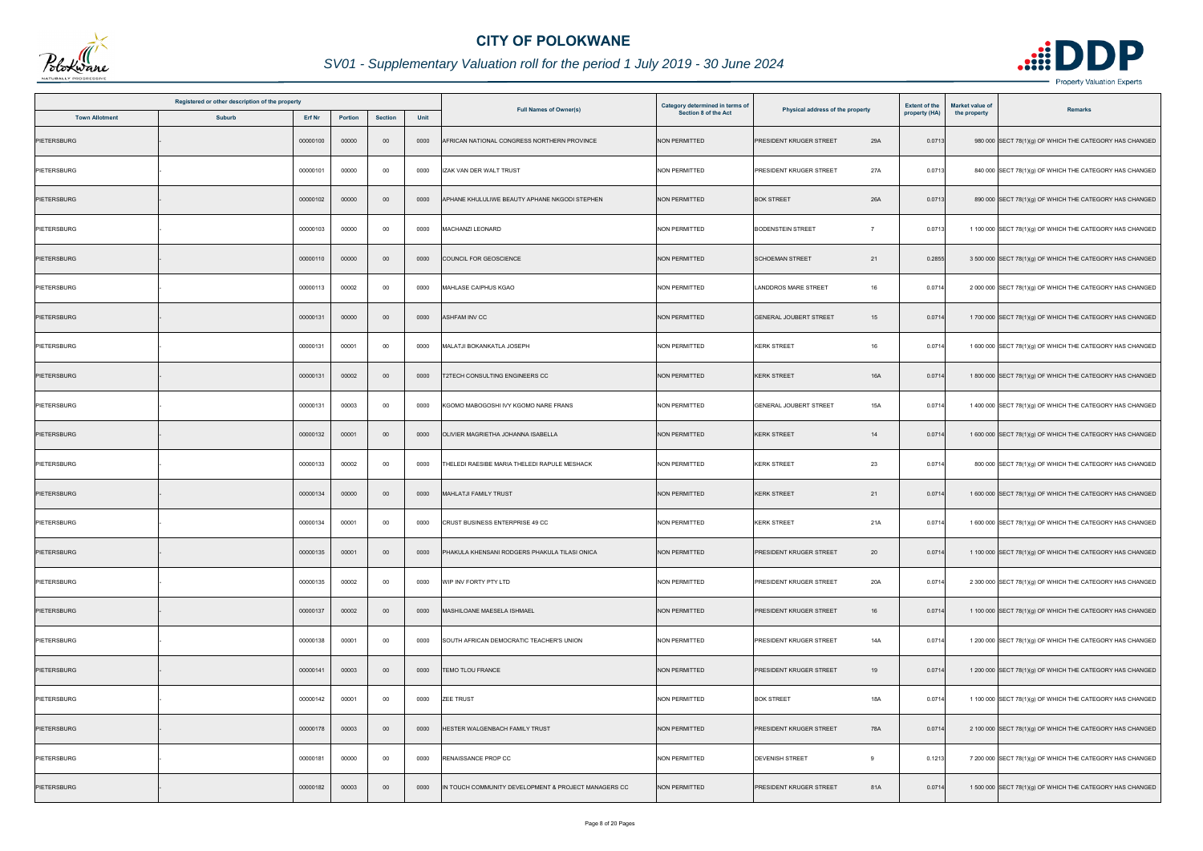# CITY OF POLOKWANE

## SV01 - Supplementary Valuation roll for the period 1 July 2019 - 30 June 2024

| Registered or other description of the property | | | | | | Full Names of Owner(s) | Category determined in terms of Section 8 of the Act | Physical address of the property | | Extent of the property (HA) | Market value of the property | Remarks |
|---|---|---|---|---|---|---|---|---|---|---|---|---|
| Town Allotment | Suburb | Erf Nr | Portion | Section | Unit | | | | | | | |
| PIETERSBURG | - | 00000100 | 00000 | 00 | 0000 | AFRICAN NATIONAL CONGRESS NORTHERN PROVINCE | NON PERMITTED | PRESIDENT KRUGER STREET | 29A | 0.0713 | 980 000 | SECT 78(1)(g) OF WHICH THE CATEGORY HAS CHANGED |
| PIETERSBURG | - | 00000101 | 00000 | 00 | 0000 | IZAK VAN DER WALT TRUST | NON PERMITTED | PRESIDENT KRUGER STREET | 27A | 0.0713 | 840 000 | SECT 78(1)(g) OF WHICH THE CATEGORY HAS CHANGED |
| PIETERSBURG | - | 00000102 | 00000 | 00 | 0000 | APHANE KHULULIWE BEAUTY APHANE NKGODI STEPHEN | NON PERMITTED | BOK STREET | 26A | 0.0713 | 890 000 | SECT 78(1)(g) OF WHICH THE CATEGORY HAS CHANGED |
| PIETERSBURG | - | 00000103 | 00000 | 00 | 0000 | MACHANZI LEONARD | NON PERMITTED | BODENSTEIN STREET | 7 | 0.0713 | 1 100 000 | SECT 78(1)(g) OF WHICH THE CATEGORY HAS CHANGED |
| PIETERSBURG | - | 00000110 | 00000 | 00 | 0000 | COUNCIL FOR GEOSCIENCE | NON PERMITTED | SCHOEMAN STREET | 21 | 0.2855 | 3 500 000 | SECT 78(1)(g) OF WHICH THE CATEGORY HAS CHANGED |
| PIETERSBURG | - | 00000113 | 00002 | 00 | 0000 | MAHLASE CAIPHUS KGAO | NON PERMITTED | LANDDROS MARE STREET | 16 | 0.0714 | 2 000 000 | SECT 78(1)(g) OF WHICH THE CATEGORY HAS CHANGED |
| PIETERSBURG | - | 00000131 | 00000 | 00 | 0000 | ASHFAM INV CC | NON PERMITTED | GENERAL JOUBERT STREET | 15 | 0.0714 | 1 700 000 | SECT 78(1)(g) OF WHICH THE CATEGORY HAS CHANGED |
| PIETERSBURG | - | 00000131 | 00001 | 00 | 0000 | MALATJI BOKANKATLA JOSEPH | NON PERMITTED | KERK STREET | 16 | 0.0714 | 1 600 000 | SECT 78(1)(g) OF WHICH THE CATEGORY HAS CHANGED |
| PIETERSBURG | - | 00000131 | 00002 | 00 | 0000 | T2TECH CONSULTING ENGINEERS CC | NON PERMITTED | KERK STREET | 16A | 0.0714 | 1 800 000 | SECT 78(1)(g) OF WHICH THE CATEGORY HAS CHANGED |
| PIETERSBURG | - | 00000131 | 00003 | 00 | 0000 | KGOMO MABOGOSHI IVY KGOMO NARE FRANS | NON PERMITTED | GENERAL JOUBERT STREET | 15A | 0.0714 | 1 400 000 | SECT 78(1)(g) OF WHICH THE CATEGORY HAS CHANGED |
| PIETERSBURG | - | 00000132 | 00001 | 00 | 0000 | OLIVIER MAGRIETHA JOHANNA ISABELLA | NON PERMITTED | KERK STREET | 14 | 0.0714 | 1 600 000 | SECT 78(1)(g) OF WHICH THE CATEGORY HAS CHANGED |
| PIETERSBURG | - | 00000133 | 00002 | 00 | 0000 | THELEDI RAESIBE MARIA THELEDI RAPULE MESHACK | NON PERMITTED | KERK STREET | 23 | 0.0714 | 800 000 | SECT 78(1)(g) OF WHICH THE CATEGORY HAS CHANGED |
| PIETERSBURG | - | 00000134 | 00000 | 00 | 0000 | MAHLATJI FAMILY TRUST | NON PERMITTED | KERK STREET | 21 | 0.0714 | 1 600 000 | SECT 78(1)(g) OF WHICH THE CATEGORY HAS CHANGED |
| PIETERSBURG | - | 00000134 | 00001 | 00 | 0000 | CRUST BUSINESS ENTERPRISE 49 CC | NON PERMITTED | KERK STREET | 21A | 0.0714 | 1 600 000 | SECT 78(1)(g) OF WHICH THE CATEGORY HAS CHANGED |
| PIETERSBURG | - | 00000135 | 00001 | 00 | 0000 | PHAKULA KHENSANI RODGERS PHAKULA TILASI ONICA | NON PERMITTED | PRESIDENT KRUGER STREET | 20 | 0.0714 | 1 100 000 | SECT 78(1)(g) OF WHICH THE CATEGORY HAS CHANGED |
| PIETERSBURG | - | 00000135 | 00002 | 00 | 0000 | WIP INV FORTY PTY LTD | NON PERMITTED | PRESIDENT KRUGER STREET | 20A | 0.0714 | 2 300 000 | SECT 78(1)(g) OF WHICH THE CATEGORY HAS CHANGED |
| PIETERSBURG | - | 00000137 | 00002 | 00 | 0000 | MASHILOANE MAESELA ISHMAEL | NON PERMITTED | PRESIDENT KRUGER STREET | 16 | 0.0714 | 1 100 000 | SECT 78(1)(g) OF WHICH THE CATEGORY HAS CHANGED |
| PIETERSBURG | - | 00000138 | 00001 | 00 | 0000 | SOUTH AFRICAN DEMOCRATIC TEACHER'S UNION | NON PERMITTED | PRESIDENT KRUGER STREET | 14A | 0.0714 | 1 200 000 | SECT 78(1)(g) OF WHICH THE CATEGORY HAS CHANGED |
| PIETERSBURG | - | 00000141 | 00003 | 00 | 0000 | TEMO TLOU FRANCE | NON PERMITTED | PRESIDENT KRUGER STREET | 19 | 0.0714 | 1 200 000 | SECT 78(1)(g) OF WHICH THE CATEGORY HAS CHANGED |
| PIETERSBURG | - | 00000142 | 00001 | 00 | 0000 | ZEE TRUST | NON PERMITTED | BOK STREET | 18A | 0.0714 | 1 100 000 | SECT 78(1)(g) OF WHICH THE CATEGORY HAS CHANGED |
| PIETERSBURG | - | 00000178 | 00003 | 00 | 0000 | HESTER WALGENBACH FAMILY TRUST | NON PERMITTED | PRESIDENT KRUGER STREET | 78A | 0.0714 | 2 100 000 | SECT 78(1)(g) OF WHICH THE CATEGORY HAS CHANGED |
| PIETERSBURG | - | 00000181 | 00000 | 00 | 0000 | RENAISSANCE PROP CC | NON PERMITTED | DEVENISH STREET | 9 | 0.1213 | 7 200 000 | SECT 78(1)(g) OF WHICH THE CATEGORY HAS CHANGED |
| PIETERSBURG | - | 00000182 | 00003 | 00 | 0000 | IN TOUCH COMMUNITY DEVELOPMENT & PROJECT MANAGERS CC | NON PERMITTED | PRESIDENT KRUGER STREET | 81A | 0.0714 | 1 500 000 | SECT 78(1)(g) OF WHICH THE CATEGORY HAS CHANGED |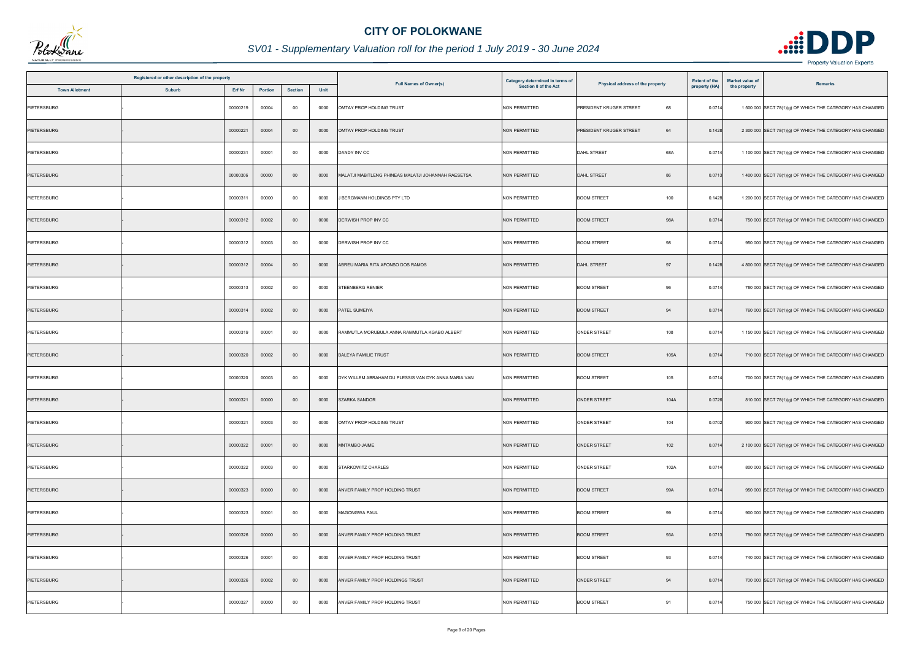# CITY OF POLOKWANE

## SV01 - Supplementary Valuation roll for the period 1 July 2019 - 30 June 2024

| Registered or other description of the property | | | | | | Full Names of Owner(s) | Category determined in terms of Section 8 of the Act | Physical address of the property | | Extent of the property (HA) | Market value of the property | Remarks |
|---|---|---|---|---|---|---|---|---|---|---|---|---|
| Town Allotment | Suburb | Erf Nr | Portion | Section | Unit | | | | | | | |
| PIETERSBURG | - | 00000219 | 00004 | 00 | 0000 | OMTAY PROP HOLDING TRUST | NON PERMITTED | PRESIDENT KRUGER STREET | 68 | 0.0714 | 1 500 000 | SECT 78(1)(g) OF WHICH THE CATEGORY HAS CHANGED |
| PIETERSBURG | - | 00000221 | 00004 | 00 | 0000 | OMTAY PROP HOLDING TRUST | NON PERMITTED | PRESIDENT KRUGER STREET | 64 | 0.1428 | 2 300 000 | SECT 78(1)(g) OF WHICH THE CATEGORY HAS CHANGED |
| PIETERSBURG | - | 00000231 | 00001 | 00 | 0000 | DANDY INV CC | NON PERMITTED | DAHL STREET | 68A | 0.0714 | 1 100 000 | SECT 78(1)(g) OF WHICH THE CATEGORY HAS CHANGED |
| PIETERSBURG | - | 00000306 | 00000 | 00 | 0000 | MALATJI MABITLENG PHINEAS MALATJI JOHANNAH RAESETSA | NON PERMITTED | DAHL STREET | 86 | 0.0713 | 1 400 000 | SECT 78(1)(g) OF WHICH THE CATEGORY HAS CHANGED |
| PIETERSBURG | - | 00000311 | 00000 | 00 | 0000 | J BERGMANN HOLDINGS PTY LTD | NON PERMITTED | BOOM STREET | 100 | 0.1428 | 1 200 000 | SECT 78(1)(g) OF WHICH THE CATEGORY HAS CHANGED |
| PIETERSBURG | - | 00000312 | 00002 | 00 | 0000 | DERWISH PROP INV CC | NON PERMITTED | BOOM STREET | 98A | 0.0714 | 750 000 | SECT 78(1)(g) OF WHICH THE CATEGORY HAS CHANGED |
| PIETERSBURG | - | 00000312 | 00003 | 00 | 0000 | DERWISH PROP INV CC | NON PERMITTED | BOOM STREET | 98 | 0.0714 | 950 000 | SECT 78(1)(g) OF WHICH THE CATEGORY HAS CHANGED |
| PIETERSBURG | - | 00000312 | 00004 | 00 | 0000 | ABREU MARIA RITA AFONSO DOS RAMOS | NON PERMITTED | DAHL STREET | 97 | 0.1428 | 4 800 000 | SECT 78(1)(g) OF WHICH THE CATEGORY HAS CHANGED |
| PIETERSBURG | - | 00000313 | 00002 | 00 | 0000 | STEENBERG RENIER | NON PERMITTED | BOOM STREET | 96 | 0.0714 | 780 000 | SECT 78(1)(g) OF WHICH THE CATEGORY HAS CHANGED |
| PIETERSBURG | - | 00000314 | 00002 | 00 | 0000 | PATEL SUMEIYA | NON PERMITTED | BOOM STREET | 94 | 0.0714 | 760 000 | SECT 78(1)(g) OF WHICH THE CATEGORY HAS CHANGED |
| PIETERSBURG | - | 00000319 | 00001 | 00 | 0000 | RAMMUTLA MORUBULA ANNA RAMMUTLA KGABO ALBERT | NON PERMITTED | ONDER STREET | 108 | 0.0714 | 1 150 000 | SECT 78(1)(g) OF WHICH THE CATEGORY HAS CHANGED |
| PIETERSBURG | - | 00000320 | 00002 | 00 | 0000 | BALEYA FAMILIE TRUST | NON PERMITTED | BOOM STREET | 105A | 0.0714 | 710 000 | SECT 78(1)(g) OF WHICH THE CATEGORY HAS CHANGED |
| PIETERSBURG | - | 00000320 | 00003 | 00 | 0000 | DYK WILLEM ABRAHAM DU PLESSIS VAN DYK ANNA MARIA VAN | NON PERMITTED | BOOM STREET | 105 | 0.0714 | 700 000 | SECT 78(1)(g) OF WHICH THE CATEGORY HAS CHANGED |
| PIETERSBURG | - | 00000321 | 00000 | 00 | 0000 | SZARKA SANDOR | NON PERMITTED | ONDER STREET | 104A | 0.0726 | 810 000 | SECT 78(1)(g) OF WHICH THE CATEGORY HAS CHANGED |
| PIETERSBURG | - | 00000321 | 00003 | 00 | 0000 | OMTAY PROP HOLDING TRUST | NON PERMITTED | ONDER STREET | 104 | 0.0702 | 900 000 | SECT 78(1)(g) OF WHICH THE CATEGORY HAS CHANGED |
| PIETERSBURG | - | 00000322 | 00001 | 00 | 0000 | MNTAMBO JAIME | NON PERMITTED | ONDER STREET | 102 | 0.0714 | 2 100 000 | SECT 78(1)(g) OF WHICH THE CATEGORY HAS CHANGED |
| PIETERSBURG | - | 00000322 | 00003 | 00 | 0000 | STARKOWITZ CHARLES | NON PERMITTED | ONDER STREET | 102A | 0.0714 | 800 000 | SECT 78(1)(g) OF WHICH THE CATEGORY HAS CHANGED |
| PIETERSBURG | - | 00000323 | 00000 | 00 | 0000 | ANVER FAMILY PROP HOLDING TRUST | NON PERMITTED | BOOM STREET | 99A | 0.0714 | 950 000 | SECT 78(1)(g) OF WHICH THE CATEGORY HAS CHANGED |
| PIETERSBURG | - | 00000323 | 00001 | 00 | 0000 | MAGONGWA PAUL | NON PERMITTED | BOOM STREET | 99 | 0.0714 | 900 000 | SECT 78(1)(g) OF WHICH THE CATEGORY HAS CHANGED |
| PIETERSBURG | - | 00000326 | 00000 | 00 | 0000 | ANVER FAMILY PROP HOLDING TRUST | NON PERMITTED | BOOM STREET | 93A | 0.0713 | 790 000 | SECT 78(1)(g) OF WHICH THE CATEGORY HAS CHANGED |
| PIETERSBURG | - | 00000326 | 00001 | 00 | 0000 | ANVER FAMILY PROP HOLDING TRUST | NON PERMITTED | BOOM STREET | 93 | 0.0714 | 740 000 | SECT 78(1)(g) OF WHICH THE CATEGORY HAS CHANGED |
| PIETERSBURG | - | 00000326 | 00002 | 00 | 0000 | ANVER FAMILY PROP HOLDINGS TRUST | NON PERMITTED | ONDER STREET | 94 | 0.0714 | 700 000 | SECT 78(1)(g) OF WHICH THE CATEGORY HAS CHANGED |
| PIETERSBURG | - | 00000327 | 00000 | 00 | 0000 | ANVER FAMILY PROP HOLDING TRUST | NON PERMITTED | BOOM STREET | 91 | 0.0714 | 750 000 | SECT 78(1)(g) OF WHICH THE CATEGORY HAS CHANGED |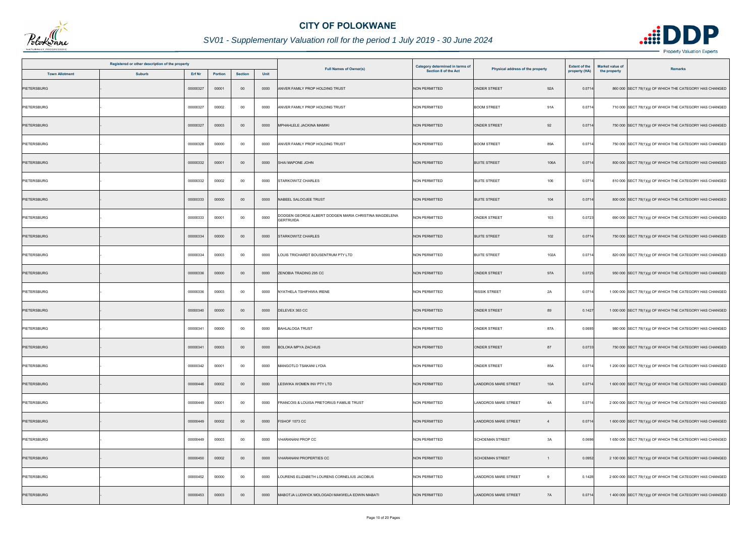# CITY OF POLOKWANE

## SV01 - Supplementary Valuation roll for the period 1 July 2019 - 30 June 2024

| Registered or other description of the property | | | | | | Full Names of Owner(s) | Category determined in terms of Section 8 of the Act | Physical address of the property | | Extent of the property (HA) | Market value of the property | Remarks |
|---|---|---|---|---|---|---|---|---|---|---|---|---|
| Town Allotment | Suburb | Erf Nr | Portion | Section | Unit | | | | | | | |
| PIETERSBURG | - | 00000327 | 00001 | 00 | 0000 | ANVER FAMILY PROP HOLDING TRUST | NON PERMITTED | ONDER STREET | 92A | 0.0714 | 860 000 | SECT 78(1)(g) OF WHICH THE CATEGORY HAS CHANGED |
| PIETERSBURG | - | 00000327 | 00002 | 00 | 0000 | ANVER FAMILY PROP HOLDING TRUST | NON PERMITTED | BOOM STREET | 91A | 0.0714 | 710 000 | SECT 78(1)(g) OF WHICH THE CATEGORY HAS CHANGED |
| PIETERSBURG | - | 00000327 | 00003 | 00 | 0000 | MPHAHLELE JACKINA MAMIKI | NON PERMITTED | ONDER STREET | 92 | 0.0714 | 750 000 | SECT 78(1)(g) OF WHICH THE CATEGORY HAS CHANGED |
| PIETERSBURG | - | 00000328 | 00000 | 00 | 0000 | ANVER FAMILY PROP HOLDING TRUST | NON PERMITTED | BOOM STREET | 89A | 0.0714 | 750 000 | SECT 78(1)(g) OF WHICH THE CATEGORY HAS CHANGED |
| PIETERSBURG | - | 00000332 | 00001 | 00 | 0000 | SHAI MAPONE JOHN | NON PERMITTED | BUITE STREET | 106A | 0.0714 | 800 000 | SECT 78(1)(g) OF WHICH THE CATEGORY HAS CHANGED |
| PIETERSBURG | - | 00000332 | 00002 | 00 | 0000 | STARKOWITZ CHARLES | NON PERMITTED | BUITE STREET | 106 | 0.0714 | 810 000 | SECT 78(1)(g) OF WHICH THE CATEGORY HAS CHANGED |
| PIETERSBURG | - | 00000333 | 00000 | 00 | 0000 | NABEEL SALOOJEE TRUST | NON PERMITTED | BUITE STREET | 104 | 0.0714 | 800 000 | SECT 78(1)(g) OF WHICH THE CATEGORY HAS CHANGED |
| PIETERSBURG | - | 00000333 | 00001 | 00 | 0000 | DODGEN GEORGE ALBERT DODGEN MARIA CHRISTINA MAGDELENA GERTRUIDA | NON PERMITTED | ONDER STREET | 103 | 0.0723 | 690 000 | SECT 78(1)(g) OF WHICH THE CATEGORY HAS CHANGED |
| PIETERSBURG | - | 00000334 | 00000 | 00 | 0000 | STARKOWITZ CHARLES | NON PERMITTED | BUITE STREET | 102 | 0.0714 | 750 000 | SECT 78(1)(g) OF WHICH THE CATEGORY HAS CHANGED |
| PIETERSBURG | - | 00000334 | 00003 | 00 | 0000 | LOUIS TRICHARDT BOUSENTRUM PTY LTD | NON PERMITTED | BUITE STREET | 102A | 0.0714 | 820 000 | SECT 78(1)(g) OF WHICH THE CATEGORY HAS CHANGED |
| PIETERSBURG | - | 00000336 | 00000 | 00 | 0000 | ZENOBIA TRADING 295 CC | NON PERMITTED | ONDER STREET | 97A | 0.0725 | 950 000 | SECT 78(1)(g) OF WHICH THE CATEGORY HAS CHANGED |
| PIETERSBURG | - | 00000336 | 00003 | 00 | 0000 | NYATHELA TSHIFHIWA IRENE | NON PERMITTED | RISSIK STREET | 2A | 0.0714 | 1 000 000 | SECT 78(1)(g) OF WHICH THE CATEGORY HAS CHANGED |
| PIETERSBURG | - | 00000340 | 00000 | 00 | 0000 | DELEVEX 363 CC | NON PERMITTED | ONDER STREET | 89 | 0.1427 | 1 000 000 | SECT 78(1)(g) OF WHICH THE CATEGORY HAS CHANGED |
| PIETERSBURG | - | 00000341 | 00000 | 00 | 0000 | BAHLALOGA TRUST | NON PERMITTED | ONDER STREET | 87A | 0.0695 | 980 000 | SECT 78(1)(g) OF WHICH THE CATEGORY HAS CHANGED |
| PIETERSBURG | - | 00000341 | 00003 | 00 | 0000 | BOLOKA MPYA ZACHIUS | NON PERMITTED | ONDER STREET | 87 | 0.0733 | 750 000 | SECT 78(1)(g) OF WHICH THE CATEGORY HAS CHANGED |
| PIETERSBURG | - | 00000342 | 00001 | 00 | 0000 | MANGOTLO TSAKANI LYDIA | NON PERMITTED | ONDER STREET | 85A | 0.0714 | 1 200 000 | SECT 78(1)(g) OF WHICH THE CATEGORY HAS CHANGED |
| PIETERSBURG | - | 00000446 | 00002 | 00 | 0000 | LESWIKA WOMEN INV PTY LTD | NON PERMITTED | LANDDROS MARE STREET | 10A | 0.0714 | 1 600 000 | SECT 78(1)(g) OF WHICH THE CATEGORY HAS CHANGED |
| PIETERSBURG | - | 00000449 | 00001 | 00 | 0000 | FRANCOIS & LOUISA PRETORIUS FAMILIE TRUST | NON PERMITTED | LANDDROS MARE STREET | 4A | 0.0714 | 2 000 000 | SECT 78(1)(g) OF WHICH THE CATEGORY HAS CHANGED |
| PIETERSBURG | - | 00000449 | 00002 | 00 | 0000 | FISHOF 1073 CC | NON PERMITTED | LANDDROS MARE STREET | 4 | 0.0714 | 1 600 000 | SECT 78(1)(g) OF WHICH THE CATEGORY HAS CHANGED |
| PIETERSBURG | - | 00000449 | 00003 | 00 | 0000 | VHARANANI PROP CC | NON PERMITTED | SCHOEMAN STREET | 3A | 0.0696 | 1 650 000 | SECT 78(1)(g) OF WHICH THE CATEGORY HAS CHANGED |
| PIETERSBURG | - | 00000450 | 00002 | 00 | 0000 | VHARANANI PROPERTIES CC | NON PERMITTED | SCHOEMAN STREET | 1 | 0.0952 | 2 100 000 | SECT 78(1)(g) OF WHICH THE CATEGORY HAS CHANGED |
| PIETERSBURG | - | 00000452 | 00000 | 00 | 0000 | LOURENS ELIZABETH LOURENS CORNELIUS JACOBUS | NON PERMITTED | LANDDROS MARE STREET | 9 | 0.1428 | 2 600 000 | SECT 78(1)(g) OF WHICH THE CATEGORY HAS CHANGED |
| PIETERSBURG | - | 00000453 | 00003 | 00 | 0000 | MABOTJA LUDWICK MOLOGADI MAKWELA EDWIN MABATI | NON PERMITTED | LANDDROS MARE STREET | 7A | 0.0714 | 1 400 000 | SECT 78(1)(g) OF WHICH THE CATEGORY HAS CHANGED |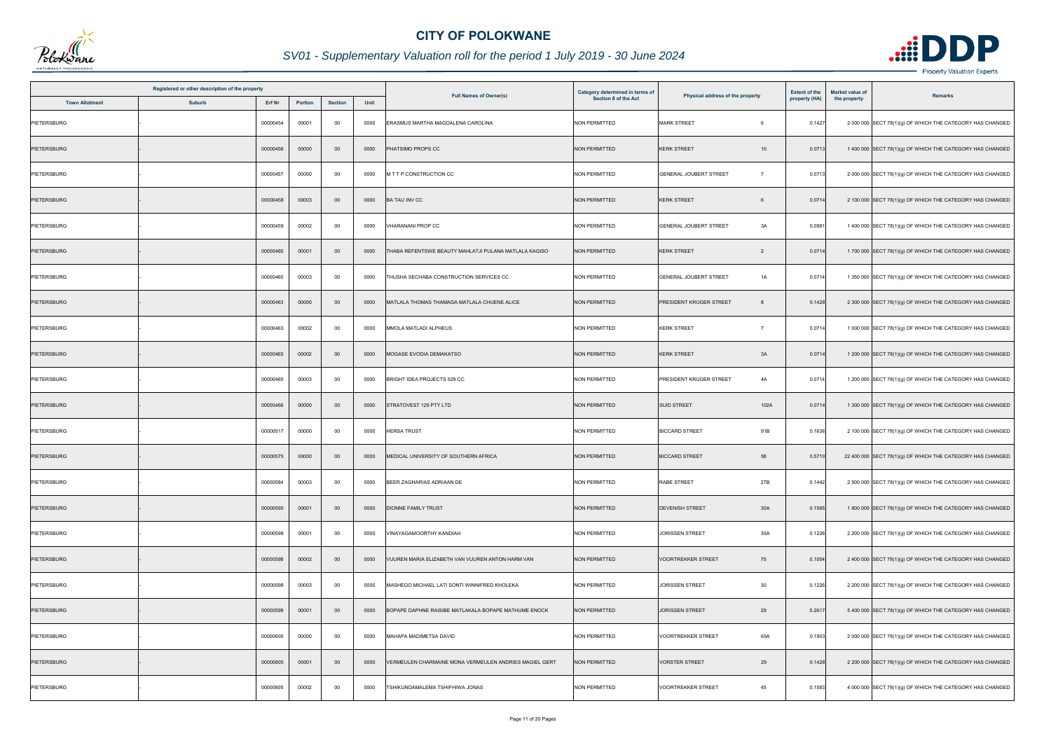# CITY OF POLOKWANE

## *SV01 - Supplementary Valuation roll for the period 1 July 2019 - 30 June 2024*

| Registered or other description of the property | | | | | | Full Names of Owner(s) | Category determined in terms of Section 8 of the Act | Physical address of the property | | Extent of the property (HA) | Market value of the property | Remarks |
|---|---|---|---|---|---|---|---|---|---|---|---|---|
| Town Allotment | Suburb | Erf Nr | Portion | Section | Unit | | | | | | | |
| PIETERSBURG | - | 00000454 | 00001 | 00 | 0000 | ERASMUS MARTHA MAGDALENA CAROLINA | NON PERMITTED | MARK STREET | 6 | 0.1427 | 2 000 000 | SECT 78(1)(g) OF WHICH THE CATEGORY HAS CHANGED |
| PIETERSBURG | - | 00000456 | 00000 | 00 | 0000 | PHATSIMO PROPS CC | NON PERMITTED | KERK STREET | 10 | 0.0713 | 1 400 000 | SECT 78(1)(g) OF WHICH THE CATEGORY HAS CHANGED |
| PIETERSBURG | - | 00000457 | 00000 | 00 | 0000 | M T T P CONSTRUCTION CC | NON PERMITTED | GENERAL JOUBERT STREET | 7 | 0.0713 | 2 000 000 | SECT 78(1)(g) OF WHICH THE CATEGORY HAS CHANGED |
| PIETERSBURG | - | 00000458 | 00003 | 00 | 0000 | BA TAU INV CC | NON PERMITTED | KERK STREET | 6 | 0.0714 | 2 100 000 | SECT 78(1)(g) OF WHICH THE CATEGORY HAS CHANGED |
| PIETERSBURG | - | 00000459 | 00002 | 00 | 0000 | VHARANANI PROP CC | NON PERMITTED | GENERAL JOUBERT STREET | 3A | 0.0981 | 1 400 000 | SECT 78(1)(g) OF WHICH THE CATEGORY HAS CHANGED |
| PIETERSBURG | - | 00000460 | 00001 | 00 | 0000 | THABA REFENTSWE BEAUTY MAHLATJI PULANA MATLALA KAGISO | NON PERMITTED | KERK STREET | 2 | 0.0714 | 1 700 000 | SECT 78(1)(g) OF WHICH THE CATEGORY HAS CHANGED |
| PIETERSBURG | - | 00000460 | 00003 | 00 | 0000 | THUSHA SECHABA CONSTRUCTION SERVICES CC | NON PERMITTED | GENERAL JOUBERT STREET | 1A | 0.0714 | 1 350 000 | SECT 78(1)(g) OF WHICH THE CATEGORY HAS CHANGED |
| PIETERSBURG | - | 00000463 | 00000 | 00 | 0000 | MATLALA THOMAS THAMAGA MATLALA CHUENE ALICE | NON PERMITTED | PRESIDENT KRUGER STREET | 8 | 0.1428 | 2 300 000 | SECT 78(1)(g) OF WHICH THE CATEGORY HAS CHANGED |
| PIETERSBURG | - | 00000463 | 00002 | 00 | 0000 | MMOLA MATLADI ALPHEUS | NON PERMITTED | KERK STREET | 7 | 0.0714 | 1 000 000 | SECT 78(1)(g) OF WHICH THE CATEGORY HAS CHANGED |
| PIETERSBURG | - | 00000465 | 00002 | 00 | 0000 | MOGASE EVODIA DEMAKATSO | NON PERMITTED | KERK STREET | 3A | 0.0714 | 1 200 000 | SECT 78(1)(g) OF WHICH THE CATEGORY HAS CHANGED |
| PIETERSBURG | - | 00000465 | 00003 | 00 | 0000 | BRIGHT IDEA PROJECTS 529 CC | NON PERMITTED | PRESIDENT KRUGER STREET | 4A | 0.0714 | 1 200 000 | SECT 78(1)(g) OF WHICH THE CATEGORY HAS CHANGED |
| PIETERSBURG | - | 00000466 | 00000 | 00 | 0000 | STRATOVEST 129 PTY LTD | NON PERMITTED | SUID STREET | 102A | 0.0714 | 1 300 000 | SECT 78(1)(g) OF WHICH THE CATEGORY HAS CHANGED |
| PIETERSBURG | - | 00000517 | 00000 | 00 | 0000 | HERSA TRUST | NON PERMITTED | BICCARD STREET | 91B | 0.1636 | 2 100 000 | SECT 78(1)(g) OF WHICH THE CATEGORY HAS CHANGED |
| PIETERSBURG | - | 00000575 | 00000 | 00 | 0000 | MEDICAL UNIVERSITY OF SOUTHERN AFRICA | NON PERMITTED | BICCARD STREET | 58 | 0.5710 | 22 400 000 | SECT 78(1)(g) OF WHICH THE CATEGORY HAS CHANGED |
| PIETERSBURG | - | 00000584 | 00003 | 00 | 0000 | BEER ZAGHARIAS ADRIAAN DE | NON PERMITTED | RABE STREET | 27B | 0.1442 | 2 500 000 | SECT 78(1)(g) OF WHICH THE CATEGORY HAS CHANGED |
| PIETERSBURG | - | 00000595 | 00001 | 00 | 0000 | DIONNE FAMILY TRUST | NON PERMITTED | DEVENISH STREET | 30A | 0.1565 | 1 800 000 | SECT 78(1)(g) OF WHICH THE CATEGORY HAS CHANGED |
| PIETERSBURG | - | 00000598 | 00001 | 00 | 0000 | VINAYAGAMOORTHY KANDIAH | NON PERMITTED | JORISSEN STREET | 30A | 0.1226 | 2 200 000 | SECT 78(1)(g) OF WHICH THE CATEGORY HAS CHANGED |
| PIETERSBURG | - | 00000598 | 00002 | 00 | 0000 | VUUREN MARIA ELIZABETH VAN VUUREN ANTON HARM VAN | NON PERMITTED | VOORTREKKER STREET | 75 | 0.1054 | 2 400 000 | SECT 78(1)(g) OF WHICH THE CATEGORY HAS CHANGED |
| PIETERSBURG | - | 00000598 | 00003 | 00 | 0000 | MASHEGO MICHAEL LATI SONTI WINNIFRED KHOLEKA | NON PERMITTED | JORISSEN STREET | 30 | 0.1226 | 2 200 000 | SECT 78(1)(g) OF WHICH THE CATEGORY HAS CHANGED |
| PIETERSBURG | - | 00000599 | 00001 | 00 | 0000 | BOPAPE DAPHNE RAISIBE MATLAKALA BOPAPE MATHUME ENOCK | NON PERMITTED | JORISSEN STREET | 29 | 0.2617 | 5 400 000 | SECT 78(1)(g) OF WHICH THE CATEGORY HAS CHANGED |
| PIETERSBURG | - | 00000600 | 00000 | 00 | 0000 | MAHAPA MADIMETSA DAVID | NON PERMITTED | VOORTREKKER STREET | 65A | 0.1903 | 2 000 000 | SECT 78(1)(g) OF WHICH THE CATEGORY HAS CHANGED |
| PIETERSBURG | - | 00000605 | 00001 | 00 | 0000 | VERMEULEN CHARMAINE MONA VERMEULEN ANDRIES MAGIEL GERT | NON PERMITTED | VORSTER STREET | 29 | 0.1428 | 2 200 000 | SECT 78(1)(g) OF WHICH THE CATEGORY HAS CHANGED |
| PIETERSBURG | - | 00000605 | 00002 | 00 | 0000 | TSHIKUNDAMALEMA TSHIFHIWA JONAS | NON PERMITTED | VOORTREKKER STREET | 45 | 0.1583 | 4 000 000 | SECT 78(1)(g) OF WHICH THE CATEGORY HAS CHANGED |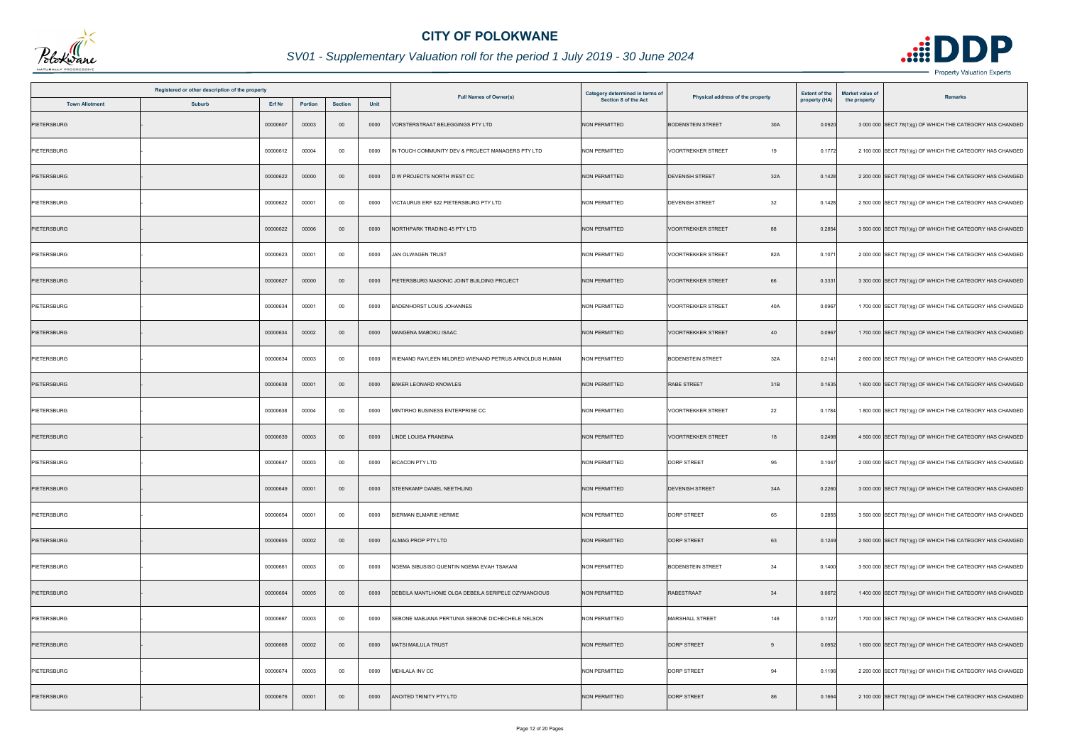# CITY OF POLOKWANE

## SV01 - Supplementary Valuation roll for the period 1 July 2019 - 30 June 2024

| Registered or other description of the property | | | | | | Full Names of Owner(s) | Category determined in terms of Section 8 of the Act | Physical address of the property | | Extent of the property (HA) | Market value of the property | Remarks |
|---|---|---|---|---|---|---|---|---|---|---|---|---|
| Town Allotment | Suburb | Erf Nr | Portion | Section | Unit | | | | | | | |
| PIETERSBURG | - | 00000607 | 00003 | 00 | 0000 | VORSTERSTRAAT BELEGGINGS PTY LTD | NON PERMITTED | BODENSTEIN STREET | 30A | 0.0920 | 3 000 000 | SECT 78(1)(g) OF WHICH THE CATEGORY HAS CHANGED |
| PIETERSBURG | - | 00000612 | 00004 | 00 | 0000 | IN TOUCH COMMUNITY DEV & PROJECT MANAGERS PTY LTD | NON PERMITTED | VOORTREKKER STREET | 19 | 0.1772 | 2 100 000 | SECT 78(1)(g) OF WHICH THE CATEGORY HAS CHANGED |
| PIETERSBURG | - | 00000622 | 00000 | 00 | 0000 | D W PROJECTS NORTH WEST CC | NON PERMITTED | DEVENISH STREET | 32A | 0.1428 | 2 200 000 | SECT 78(1)(g) OF WHICH THE CATEGORY HAS CHANGED |
| PIETERSBURG | - | 00000622 | 00001 | 00 | 0000 | VICTAURUS ERF 622 PIETERSBURG PTY LTD | NON PERMITTED | DEVENISH STREET | 32 | 0.1428 | 2 500 000 | SECT 78(1)(g) OF WHICH THE CATEGORY HAS CHANGED |
| PIETERSBURG | - | 00000622 | 00006 | 00 | 0000 | NORTHPARK TRADING 45 PTY LTD | NON PERMITTED | VOORTREKKER STREET | 88 | 0.2854 | 3 500 000 | SECT 78(1)(g) OF WHICH THE CATEGORY HAS CHANGED |
| PIETERSBURG | - | 00000623 | 00001 | 00 | 0000 | JAN OLWAGEN TRUST | NON PERMITTED | VOORTREKKER STREET | 82A | 0.1071 | 2 000 000 | SECT 78(1)(g) OF WHICH THE CATEGORY HAS CHANGED |
| PIETERSBURG | - | 00000627 | 00000 | 00 | 0000 | PIETERSBURG MASONIC JOINT BUILDING PROJECT | NON PERMITTED | VOORTREKKER STREET | 66 | 0.3331 | 3 300 000 | SECT 78(1)(g) OF WHICH THE CATEGORY HAS CHANGED |
| PIETERSBURG | - | 00000634 | 00001 | 00 | 0000 | BADENHORST LOUIS JOHANNES | NON PERMITTED | VOORTREKKER STREET | 40A | 0.0967 | 1 700 000 | SECT 78(1)(g) OF WHICH THE CATEGORY HAS CHANGED |
| PIETERSBURG | - | 00000634 | 00002 | 00 | 0000 | MANGENA MABOKU ISAAC | NON PERMITTED | VOORTREKKER STREET | 40 | 0.0967 | 1 700 000 | SECT 78(1)(g) OF WHICH THE CATEGORY HAS CHANGED |
| PIETERSBURG | - | 00000634 | 00003 | 00 | 0000 | WIENAND RAYLEEN MILDRED WIENAND PETRUS ARNOLDUS HUMAN | NON PERMITTED | BODENSTEIN STREET | 32A | 0.2141 | 2 600 000 | SECT 78(1)(g) OF WHICH THE CATEGORY HAS CHANGED |
| PIETERSBURG | - | 00000638 | 00001 | 00 | 0000 | BAKER LEONARD KNOWLES | NON PERMITTED | RABE STREET | 31B | 0.1635 | 1 600 000 | SECT 78(1)(g) OF WHICH THE CATEGORY HAS CHANGED |
| PIETERSBURG | - | 00000638 | 00004 | 00 | 0000 | MINTIRHO BUSINESS ENTERPRISE CC | NON PERMITTED | VOORTREKKER STREET | 22 | 0.1784 | 1 800 000 | SECT 78(1)(g) OF WHICH THE CATEGORY HAS CHANGED |
| PIETERSBURG | - | 00000639 | 00003 | 00 | 0000 | LINDE LOUISA FRANSINA | NON PERMITTED | VOORTREKKER STREET | 18 | 0.2498 | 4 500 000 | SECT 78(1)(g) OF WHICH THE CATEGORY HAS CHANGED |
| PIETERSBURG | - | 00000647 | 00003 | 00 | 0000 | BICACON PTY LTD | NON PERMITTED | DORP STREET | 95 | 0.1047 | 2 000 000 | SECT 78(1)(g) OF WHICH THE CATEGORY HAS CHANGED |
| PIETERSBURG | - | 00000649 | 00001 | 00 | 0000 | STEENKAMP DANIEL NEETHLING | NON PERMITTED | DEVENISH STREET | 34A | 0.2260 | 3 000 000 | SECT 78(1)(g) OF WHICH THE CATEGORY HAS CHANGED |
| PIETERSBURG | - | 00000654 | 00001 | 00 | 0000 | BIERMAN ELMARIE HERMIE | NON PERMITTED | DORP STREET | 65 | 0.2855 | 3 500 000 | SECT 78(1)(g) OF WHICH THE CATEGORY HAS CHANGED |
| PIETERSBURG | - | 00000655 | 00002 | 00 | 0000 | ALMAG PROP PTY LTD | NON PERMITTED | DORP STREET | 63 | 0.1249 | 2 500 000 | SECT 78(1)(g) OF WHICH THE CATEGORY HAS CHANGED |
| PIETERSBURG | - | 00000661 | 00003 | 00 | 0000 | NGEMA SIBUSISO QUENTIN NGEMA EVAH TSAKANI | NON PERMITTED | BODENSTEIN STREET | 34 | 0.1400 | 3 500 000 | SECT 78(1)(g) OF WHICH THE CATEGORY HAS CHANGED |
| PIETERSBURG | - | 00000664 | 00005 | 00 | 0000 | DEBEILA MANTLHOME OLGA DEBEILA SERIPELE OZYMANCIOUS | NON PERMITTED | RABESTRAAT | 34 | 0.0672 | 1 400 000 | SECT 78(1)(g) OF WHICH THE CATEGORY HAS CHANGED |
| PIETERSBURG | - | 00000667 | 00003 | 00 | 0000 | SEBONE MABJANA PERTUNIA SEBONE DICHECHELE NELSON | NON PERMITTED | MARSHALL STREET | 146 | 0.1327 | 1 700 000 | SECT 78(1)(g) OF WHICH THE CATEGORY HAS CHANGED |
| PIETERSBURG | - | 00000668 | 00002 | 00 | 0000 | MATSI MAILULA TRUST | NON PERMITTED | DORP STREET | 9 | 0.0952 | 1 600 000 | SECT 78(1)(g) OF WHICH THE CATEGORY HAS CHANGED |
| PIETERSBURG | - | 00000674 | 00003 | 00 | 0000 | MEHLALA INV CC | NON PERMITTED | DORP STREET | 94 | 0.1196 | 2 200 000 | SECT 78(1)(g) OF WHICH THE CATEGORY HAS CHANGED |
| PIETERSBURG | - | 00000676 | 00001 | 00 | 0000 | ANOITED TRINITY PTY LTD | NON PERMITTED | DORP STREET | 86 | 0.1664 | 2 100 000 | SECT 78(1)(g) OF WHICH THE CATEGORY HAS CHANGED |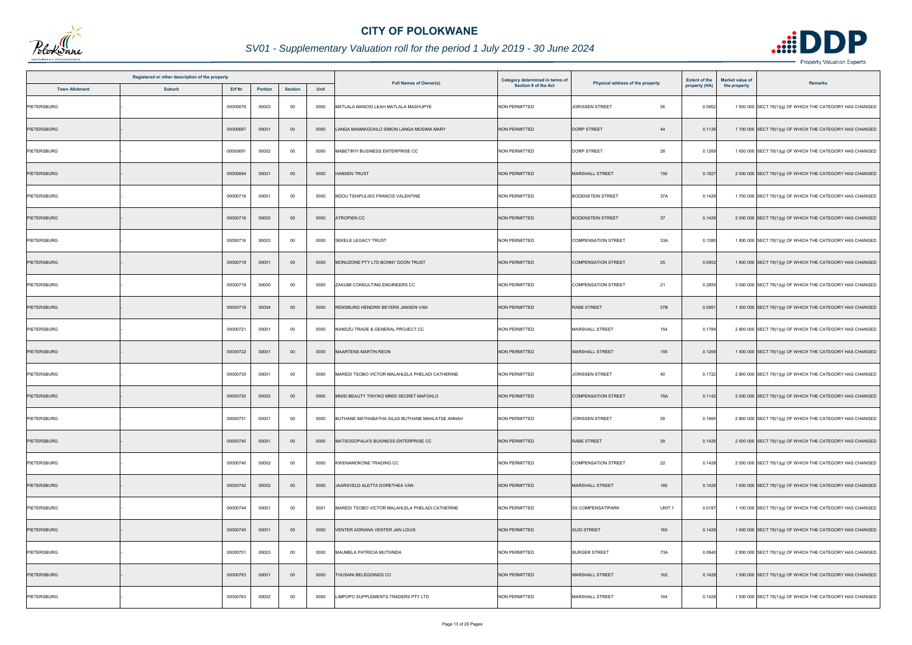# CITY OF POLOKWANE

## SV01 - Supplementary Valuation roll for the period 1 July 2019 - 30 June 2024

| Registered or other description of the property | | | | | | Full Names of Owner(s) | Category determined in terms of Section 8 of the Act | Physical address of the property | | Extent of the property (HA) | Market value of the property | Remarks |
|---|---|---|---|---|---|---|---|---|---|---|---|---|
| Town Allotment | Suburb | Erf Nr | Portion | Section | Unit | | | | | | | |
| PIETERSBURG | - | 00000679 | 00003 | 00 | 0000 | MATLALA MANOSI LEAH MATLALA MASHUPYE | NON PERMITTED | JORISSEN STREET | 36 | 0.0952 | 1 500 000 | SECT 78(1)(g) OF WHICH THE CATEGORY HAS CHANGED |
| PIETERSBURG | - | 00000687 | 00001 | 00 | 0000 | LANGA MAMAKGOHLO SIMON LANGA MOSIMA MARY | NON PERMITTED | DORP STREET | 44 | 0.1136 | 1 700 000 | SECT 78(1)(g) OF WHICH THE CATEGORY HAS CHANGED |
| PIETERSBURG | - | 00000691 | 00002 | 00 | 0000 | MABETINYI BUSINESS ENTERPRISE CC | NON PERMITTED | DORP STREET | 28 | 0.1269 | 1 650 000 | SECT 78(1)(g) OF WHICH THE CATEGORY HAS CHANGED |
| PIETERSBURG | - | 00000694 | 00001 | 00 | 0000 | HANSEN TRUST | NON PERMITTED | MARSHALL STREET | 150 | 0.1927 | 2 000 000 | SECT 78(1)(g) OF WHICH THE CATEGORY HAS CHANGED |
| PIETERSBURG | - | 00000716 | 00001 | 00 | 0000 | NDOU TSHIPULISO FRANCIS VALENTINE | NON PERMITTED | BODENSTEIN STREET | 37A | 0.1428 | 1 700 000 | SECT 78(1)(g) OF WHICH THE CATEGORY HAS CHANGED |
| PIETERSBURG | - | 00000716 | 00002 | 00 | 0000 | ATROPIEN CC | NON PERMITTED | BODENSTEIN STREET | 37 | 0.1428 | 2 000 000 | SECT 78(1)(g) OF WHICH THE CATEGORY HAS CHANGED |
| PIETERSBURG | - | 00000716 | 00003 | 00 | 0000 | SEKELE LEGACY TRUST | NON PERMITTED | COMPENSATION STREET | 33A | 0.1380 | 1 800 000 | SECT 78(1)(g) OF WHICH THE CATEGORY HAS CHANGED |
| PIETERSBURG | - | 00000718 | 00001 | 00 | 0000 | MONUZONE PTY LTD BONNY DOON TRUST | NON PERMITTED | COMPENSATION STREET | 25 | 0.0902 | 1 800 000 | SECT 78(1)(g) OF WHICH THE CATEGORY HAS CHANGED |
| PIETERSBURG | - | 00000719 | 00000 | 00 | 0000 | ZAKUMI CONSULTING ENGINEERS CC | NON PERMITTED | COMPENSATION STREET | 21 | 0.2855 | 3 000 000 | SECT 78(1)(g) OF WHICH THE CATEGORY HAS CHANGED |
| PIETERSBURG | - | 00000719 | 00004 | 00 | 0000 | RENSBURG HENDRIK BEYERS JANSEN VAN | NON PERMITTED | RABE STREET | 37B | 0.0951 | 1 300 000 | SECT 78(1)(g) OF WHICH THE CATEGORY HAS CHANGED |
| PIETERSBURG | - | 00000721 | 00001 | 00 | 0000 | NANDZU TRADE & GENERAL PROJECT CC | NON PERMITTED | MARSHALL STREET | 154 | 0.1784 | 2 900 000 | SECT 78(1)(g) OF WHICH THE CATEGORY HAS CHANGED |
| PIETERSBURG | - | 00000722 | 00001 | 00 | 0000 | MAARTENS MARTIN REON | NON PERMITTED | MARSHALL STREET | 155 | 0.1269 | 1 500 000 | SECT 78(1)(g) OF WHICH THE CATEGORY HAS CHANGED |
| PIETERSBURG | - | 00000730 | 00001 | 00 | 0000 | MAREDI TSOBO VICTOR MALAHLELA PHELADI CATHERINE | NON PERMITTED | JORISSEN STREET | 40 | 0.1722 | 2 800 000 | SECT 78(1)(g) OF WHICH THE CATEGORY HAS CHANGED |
| PIETERSBURG | - | 00000730 | 00003 | 00 | 0000 | MNISI BEAUTY TINYIKO MNISI SECRET MAFOHLO | NON PERMITTED | COMPENSATION STREET | 76A | 0.1142 | 2 000 000 | SECT 78(1)(g) OF WHICH THE CATEGORY HAS CHANGED |
| PIETERSBURG | - | 00000731 | 00001 | 00 | 0000 | BUTHANE MATHABATHA SILAS BUTHANE MAHLATSE ANNAH | NON PERMITTED | JORISSEN STREET | 39 | 0.1665 | 2 800 000 | SECT 78(1)(g) OF WHICH THE CATEGORY HAS CHANGED |
| PIETERSBURG | - | 00000740 | 00001 | 00 | 0000 | MATSOGOPALA'S BUSINESS ENTERPRISE CC | NON PERMITTED | RABE STREET | 39 | 0.1428 | 2 500 000 | SECT 78(1)(g) OF WHICH THE CATEGORY HAS CHANGED |
| PIETERSBURG | - | 00000740 | 00002 | 00 | 0000 | KWENAMOKONE TRADING CC | NON PERMITTED | COMPENSATION STREET | 22 | 0.1428 | 2 000 000 | SECT 78(1)(g) OF WHICH THE CATEGORY HAS CHANGED |
| PIETERSBURG | - | 00000742 | 00002 | 00 | 0000 | JAARSVELD ALETTA DORETHEA VAN | NON PERMITTED | MARSHALL STREET | 160 | 0.1428 | 1 600 000 | SECT 78(1)(g) OF WHICH THE CATEGORY HAS CHANGED |
| PIETERSBURG | - | 00000744 | 00001 | 00 | 0001 | MAREDI TSOBO VICTOR MALAHLELA PHELADI CATHERINE | NON PERMITTED | SS COMPENSATIPARK | UNIT 1 | 0.0187 | 1 100 000 | SECT 78(1)(g) OF WHICH THE CATEGORY HAS CHANGED |
| PIETERSBURG | - | 00000745 | 00001 | 00 | 0000 | VENTER ADRIANA VENTER JAN LOUIS | NON PERMITTED | SUID STREET | 160 | 0.1428 | 1 600 000 | SECT 78(1)(g) OF WHICH THE CATEGORY HAS CHANGED |
| PIETERSBURG | - | 00000751 | 00003 | 00 | 0000 | MAUMELA PATRICIA MUTSINDA | NON PERMITTED | BURGER STREET | 73A | 0.0940 | 2 800 000 | SECT 78(1)(g) OF WHICH THE CATEGORY HAS CHANGED |
| PIETERSBURG | - | 00000763 | 00001 | 00 | 0000 | THUSANI BELEGGINGS CC | NON PERMITTED | MARSHALL STREET | 162 | 0.1428 | 1 500 000 | SECT 78(1)(g) OF WHICH THE CATEGORY HAS CHANGED |
| PIETERSBURG | - | 00000763 | 00002 | 00 | 0000 | LIMPOPO SUPPLEMENTS TRADERS PTY LTD | NON PERMITTED | MARSHALL STREET | 164 | 0.1428 | 1 500 000 | SECT 78(1)(g) OF WHICH THE CATEGORY HAS CHANGED |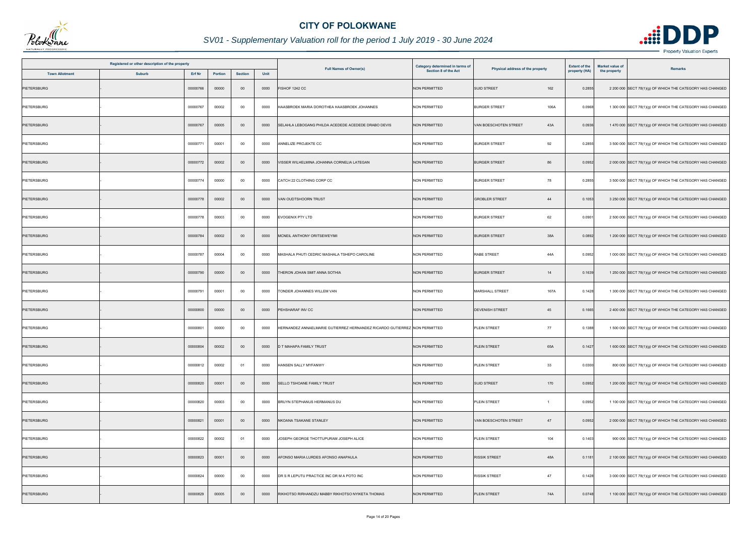# CITY OF POLOKWANE

## SV01 - Supplementary Valuation roll for the period 1 July 2019 - 30 June 2024

| Registered or other description of the property | | | | | | Full Names of Owner(s) | Category determined in terms of Section 8 of the Act | Physical address of the property | | Extent of the property (HA) | Market value of the property | Remarks |
|---|---|---|---|---|---|---|---|---|---|---|---|---|
| Town Allotment | Suburb | Erf Nr | Portion | Section | Unit | | | | | | | |
| PIETERSBURG | - | 00000766 | 00000 | 00 | 0000 | FISHOF 1242 CC | NON PERMITTED | SUID STREET | 162 | 0.2855 | 2 200 000 | SECT 78(1)(g) OF WHICH THE CATEGORY HAS CHANGED |
| PIETERSBURG | - | 00000767 | 00002 | 00 | 0000 | HAASBROEK MARIA DOROTHEA HAASBROEK JOHANNES | NON PERMITTED | BURGER STREET | 106A | 0.0968 | 1 300 000 | SECT 78(1)(g) OF WHICH THE CATEGORY HAS CHANGED |
| PIETERSBURG | - | 00000767 | 00005 | 00 | 0000 | SELAHLA LEBOGANG PHILDA ACEDEDE ACEDEDE DRABO DEVIS | NON PERMITTED | VAN BOESCHOTEN STREET | 43A | 0.0936 | 1 470 000 | SECT 78(1)(g) OF WHICH THE CATEGORY HAS CHANGED |
| PIETERSBURG | - | 00000771 | 00001 | 00 | 0000 | ANNELIZE PROJEKTE CC | NON PERMITTED | BURGER STREET | 92 | 0.2855 | 3 500 000 | SECT 78(1)(g) OF WHICH THE CATEGORY HAS CHANGED |
| PIETERSBURG | - | 00000772 | 00002 | 00 | 0000 | VISSER WILHELMINA JOHANNA CORNELIA LATEGAN | NON PERMITTED | BURGER STREET | 86 | 0.0952 | 2 000 000 | SECT 78(1)(g) OF WHICH THE CATEGORY HAS CHANGED |
| PIETERSBURG | - | 00000774 | 00000 | 00 | 0000 | CATCH 22 CLOTHING CORP CC | NON PERMITTED | BURGER STREET | 78 | 0.2855 | 3 500 000 | SECT 78(1)(g) OF WHICH THE CATEGORY HAS CHANGED |
| PIETERSBURG | - | 00000778 | 00002 | 00 | 0000 | VAN OUDTSHOORN TRUST | NON PERMITTED | GROBLER STREET | 44 | 0.1053 | 3 250 000 | SECT 78(1)(g) OF WHICH THE CATEGORY HAS CHANGED |
| PIETERSBURG | - | 00000778 | 00003 | 00 | 0000 | EVOGENIX PTY LTD | NON PERMITTED | BURGER STREET | 62 | 0.0901 | 2 500 000 | SECT 78(1)(g) OF WHICH THE CATEGORY HAS CHANGED |
| PIETERSBURG | - | 00000784 | 00002 | 00 | 0000 | MCNEIL ANTHONY ORITSEWEYIMI | NON PERMITTED | BURGER STREET | 38A | 0.0892 | 1 200 000 | SECT 78(1)(g) OF WHICH THE CATEGORY HAS CHANGED |
| PIETERSBURG | - | 00000787 | 00004 | 00 | 0000 | MASHALA PHUTI CEDRIC MASHALA TSHEPO CAROLINE | NON PERMITTED | RABE STREET | 44A | 0.0952 | 1 000 000 | SECT 78(1)(g) OF WHICH THE CATEGORY HAS CHANGED |
| PIETERSBURG | - | 00000790 | 00000 | 00 | 0000 | THERON JOHAN SMIT ANNA SOTHIA | NON PERMITTED | BURGER STREET | 14 | 0.1639 | 1 250 000 | SECT 78(1)(g) OF WHICH THE CATEGORY HAS CHANGED |
| PIETERSBURG | - | 00000791 | 00001 | 00 | 0000 | TONDER JOHANNES WILLEM VAN | NON PERMITTED | MARSHALL STREET | 167A | 0.1428 | 1 300 000 | SECT 78(1)(g) OF WHICH THE CATEGORY HAS CHANGED |
| PIETERSBURG | - | 00000800 | 00000 | 00 | 0000 | PEHSHARAF INV CC | NON PERMITTED | DEVENISH STREET | 45 | 0.1665 | 2 400 000 | SECT 78(1)(g) OF WHICH THE CATEGORY HAS CHANGED |
| PIETERSBURG | - | 00000801 | 00000 | 00 | 0000 | HERNANDEZ ANNAELMARIE GUTIERREZ HERNANDEZ RICARDO GUTIERREZ | NON PERMITTED | PLEIN STREET | 77 | 0.1388 | 1 500 000 | SECT 78(1)(g) OF WHICH THE CATEGORY HAS CHANGED |
| PIETERSBURG | - | 00000804 | 00002 | 00 | 0000 | D T MAHAPA FAMILY TRUST | NON PERMITTED | PLEIN STREET | 65A | 0.1427 | 1 600 000 | SECT 78(1)(g) OF WHICH THE CATEGORY HAS CHANGED |
| PIETERSBURG | - | 00000812 | 00002 | 01 | 0000 | HANSEN SALLY MYFANWY | NON PERMITTED | PLEIN STREET | 33 | 0.0300 | 800 000 | SECT 78(1)(g) OF WHICH THE CATEGORY HAS CHANGED |
| PIETERSBURG | - | 00000820 | 00001 | 00 | 0000 | SELLO TSHOANE FAMILY TRUST | NON PERMITTED | SUID STREET | 170 | 0.0952 | 1 200 000 | SECT 78(1)(g) OF WHICH THE CATEGORY HAS CHANGED |
| PIETERSBURG | - | 00000820 | 00003 | 00 | 0000 | BRUYN STEPHANUS HERMANUS DU | NON PERMITTED | PLEIN STREET | 1 | 0.0952 | 1 100 000 | SECT 78(1)(g) OF WHICH THE CATEGORY HAS CHANGED |
| PIETERSBURG | - | 00000821 | 00001 | 00 | 0000 | NKOANA TSAKANE STANLEY | NON PERMITTED | VAN BOESCHOTEN STREET | 47 | 0.0952 | 2 000 000 | SECT 78(1)(g) OF WHICH THE CATEGORY HAS CHANGED |
| PIETERSBURG | - | 00000822 | 00002 | 01 | 0000 | JOSEPH GEORGE THOTTUPURAM JOSEPH ALICE | NON PERMITTED | PLEIN STREET | 104 | 0.1403 | 900 000 | SECT 78(1)(g) OF WHICH THE CATEGORY HAS CHANGED |
| PIETERSBURG | - | 00000823 | 00001 | 00 | 0000 | AFONSO MARIA LURDES AFONSO ANAPAULA | NON PERMITTED | RISSIK STREET | 48A | 0.1181 | 2 100 000 | SECT 78(1)(g) OF WHICH THE CATEGORY HAS CHANGED |
| PIETERSBURG | - | 00000824 | 00000 | 00 | 0000 | DR S R LEPUTU PRACTICE INC DR M A POTO INC | NON PERMITTED | RISSIK STREET | 47 | 0.1428 | 3 000 000 | SECT 78(1)(g) OF WHICH THE CATEGORY HAS CHANGED |
| PIETERSBURG | - | 00000829 | 00005 | 00 | 0000 | RIKHOTSO RIRHANDZU MABBY RIKHOTSO NYIKETA THOMAS | NON PERMITTED | PLEIN STREET | 74A | 0.0748 | 1 100 000 | SECT 78(1)(g) OF WHICH THE CATEGORY HAS CHANGED |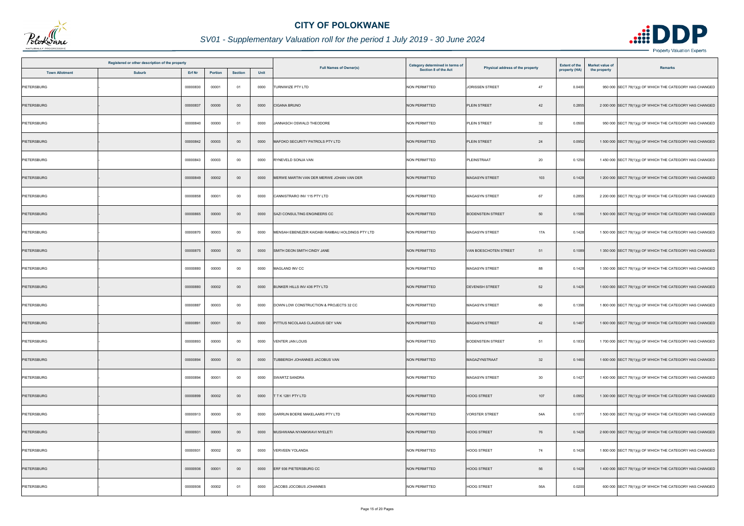# CITY OF POLOKWANE

## SV01 - Supplementary Valuation roll for the period 1 July 2019 - 30 June 2024

| Registered or other description of the property | | | | | | Full Names of Owner(s) | Category determined in terms of Section 8 of the Act | Physical address of the property | | Extent of the property (HA) | Market value of the property | Remarks |
|---|---|---|---|---|---|---|---|---|---|---|---|---|
| Town Allotment | Suburb | Erf Nr | Portion | Section | Unit | | | | | | | |
| PIETERSBURG | - | 00000830 | 00001 | 01 | 0000 | TURNIWIZE PTY LTD | NON PERMITTED | JORISSEN STREET | 47 | 0.0400 | 950 000 | SECT 78(1)(g) OF WHICH THE CATEGORY HAS CHANGED |
| PIETERSBURG | - | 00000837 | 00000 | 00 | 0000 | CIGANA BRUNO | NON PERMITTED | PLEIN STREET | 42 | 0.2855 | 2 000 000 | SECT 78(1)(g) OF WHICH THE CATEGORY HAS CHANGED |
| PIETERSBURG | - | 00000840 | 00000 | 01 | 0000 | JANNASCH OSWALD THEODORE | NON PERMITTED | PLEIN STREET | 32 | 0.0500 | 950 000 | SECT 78(1)(g) OF WHICH THE CATEGORY HAS CHANGED |
| PIETERSBURG | - | 00000842 | 00003 | 00 | 0000 | MAFOKO SECURITY PATROLS PTY LTD | NON PERMITTED | PLEIN STREET | 24 | 0.0952 | 1 500 000 | SECT 78(1)(g) OF WHICH THE CATEGORY HAS CHANGED |
| PIETERSBURG | - | 00000843 | 00003 | 00 | 0000 | RYNEVELD SONJA VAN | NON PERMITTED | PLEINSTRAAT | 20 | 0.1250 | 1 450 000 | SECT 78(1)(g) OF WHICH THE CATEGORY HAS CHANGED |
| PIETERSBURG | - | 00000849 | 00002 | 00 | 0000 | MERWE MARTIN VAN DER MERWE JOHAN VAN DER | NON PERMITTED | MAGASYN STREET | 103 | 0.1428 | 1 200 000 | SECT 78(1)(g) OF WHICH THE CATEGORY HAS CHANGED |
| PIETERSBURG | - | 00000858 | 00001 | 00 | 0000 | CANNISTRARO INV 115 PTY LTD | NON PERMITTED | MAGASYN STREET | 67 | 0.2855 | 2 200 000 | SECT 78(1)(g) OF WHICH THE CATEGORY HAS CHANGED |
| PIETERSBURG | - | 00000865 | 00000 | 00 | 0000 | SAZI CONSULTING ENGINEERS CC | NON PERMITTED | BODENSTEIN STREET | 50 | 0.1586 | 1 500 000 | SECT 78(1)(g) OF WHICH THE CATEGORY HAS CHANGED |
| PIETERSBURG | - | 00000870 | 00003 | 00 | 0000 | MENSAH EBENEZER KAIDABI RAMBAU HOLDINGS PTY LTD | NON PERMITTED | MAGASYN STREET | 17A | 0.1428 | 1 500 000 | SECT 78(1)(g) OF WHICH THE CATEGORY HAS CHANGED |
| PIETERSBURG | - | 00000875 | 00000 | 00 | 0000 | SMITH DEON SMITH CINDY JANE | NON PERMITTED | VAN BOESCHOTEN STREET | 51 | 0.1089 | 1 350 000 | SECT 78(1)(g) OF WHICH THE CATEGORY HAS CHANGED |
| PIETERSBURG | - | 00000880 | 00000 | 00 | 0000 | MAGLAND INV CC | NON PERMITTED | MAGASYN STREET | 88 | 0.1428 | 1 350 000 | SECT 78(1)(g) OF WHICH THE CATEGORY HAS CHANGED |
| PIETERSBURG | - | 00000880 | 00002 | 00 | 0000 | BUNKER HILLS INV 436 PTY LTD | NON PERMITTED | DEVENISH STREET | 52 | 0.1428 | 1 600 000 | SECT 78(1)(g) OF WHICH THE CATEGORY HAS CHANGED |
| PIETERSBURG | - | 00000887 | 00003 | 00 | 0000 | DOWN LOW CONSTRUCTION & PROJECTS 32 CC | NON PERMITTED | MAGASYN STREET | 60 | 0.1398 | 1 800 000 | SECT 78(1)(g) OF WHICH THE CATEGORY HAS CHANGED |
| PIETERSBURG | - | 00000891 | 00001 | 00 | 0000 | PITTIUS NICOLAAS CLAUDIUS GEY VAN | NON PERMITTED | MAGASYN STREET | 42 | 0.1467 | 1 600 000 | SECT 78(1)(g) OF WHICH THE CATEGORY HAS CHANGED |
| PIETERSBURG | - | 00000893 | 00000 | 00 | 0000 | VENTER JAN LOUIS | NON PERMITTED | BODENSTEIN STREET | 51 | 0.1833 | 1 700 000 | SECT 78(1)(g) OF WHICH THE CATEGORY HAS CHANGED |
| PIETERSBURG | - | 00000894 | 00000 | 00 | 0000 | TUBBERGH JOHANNES JACOBUS VAN | NON PERMITTED | MAGAZYNSTRAAT | 32 | 0.1460 | 1 600 000 | SECT 78(1)(g) OF WHICH THE CATEGORY HAS CHANGED |
| PIETERSBURG | - | 00000894 | 00001 | 00 | 0000 | SWARTZ SANDRA | NON PERMITTED | MAGASYN STREET | 30 | 0.1427 | 1 400 000 | SECT 78(1)(g) OF WHICH THE CATEGORY HAS CHANGED |
| PIETERSBURG | - | 00000899 | 00002 | 00 | 0000 | T T K 1281 PTY LTD | NON PERMITTED | HOOG STREET | 107 | 0.0952 | 1 300 000 | SECT 78(1)(g) OF WHICH THE CATEGORY HAS CHANGED |
| PIETERSBURG | - | 00000913 | 00000 | 00 | 0000 | GARRUN BOERE MAKELAARS PTY LTD | NON PERMITTED | VORSTER STREET | 54A | 0.1077 | 1 500 000 | SECT 78(1)(g) OF WHICH THE CATEGORY HAS CHANGED |
| PIETERSBURG | - | 00000931 | 00000 | 00 | 0000 | MUSHWANA NYANKWAVI NYELETI | NON PERMITTED | HOOG STREET | 76 | 0.1428 | 2 600 000 | SECT 78(1)(g) OF WHICH THE CATEGORY HAS CHANGED |
| PIETERSBURG | - | 00000931 | 00002 | 00 | 0000 | VERVEEN YOLANDA | NON PERMITTED | HOOG STREET | 74 | 0.1428 | 1 800 000 | SECT 78(1)(g) OF WHICH THE CATEGORY HAS CHANGED |
| PIETERSBURG | - | 00000936 | 00001 | 00 | 0000 | ERF 936 PIETERSBURG CC | NON PERMITTED | HOOG STREET | 56 | 0.1428 | 1 400 000 | SECT 78(1)(g) OF WHICH THE CATEGORY HAS CHANGED |
| PIETERSBURG | - | 00000936 | 00002 | 01 | 0000 | JACOBS JOCOBUS JOHANNES | NON PERMITTED | HOOG STREET | 56A | 0.0200 | 600 000 | SECT 78(1)(g) OF WHICH THE CATEGORY HAS CHANGED |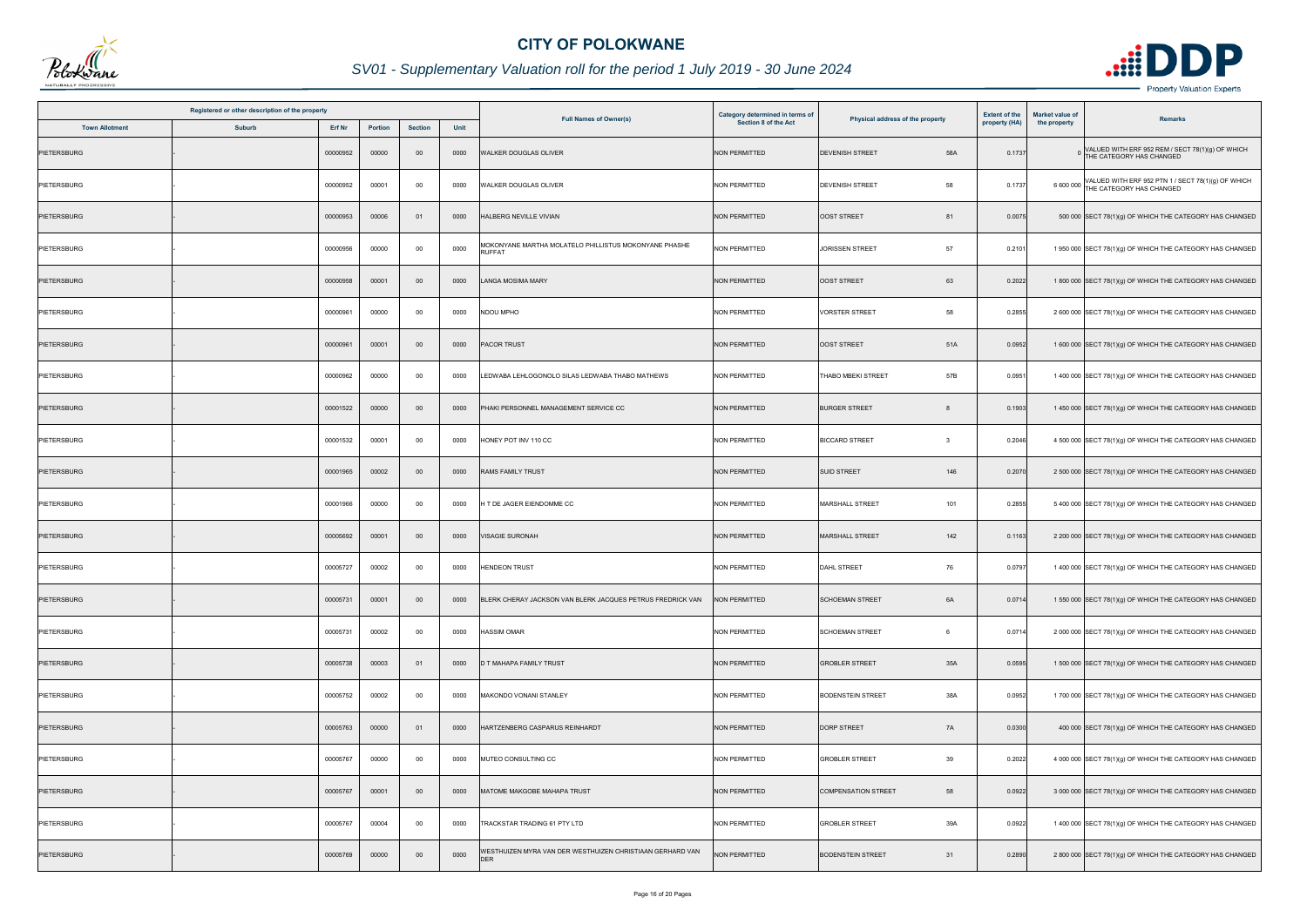# CITY OF POLOKWANE

## SV01 - Supplementary Valuation roll for the period 1 July 2019 - 30 June 2024

| Registered or other description of the property | | | | | | Full Names of Owner(s) | Category determined in terms of Section 8 of the Act | Physical address of the property | | Extent of the property (HA) | Market value of the property | Remarks |
|---|---|---|---|---|---|---|---|---|---|---|---|---|
| Town Allotment | Suburb | Erf Nr | Portion | Section | Unit | | | | | | | |
| PIETERSBURG | - | 00000952 | 00000 | 00 | 0000 | WALKER DOUGLAS OLIVER | NON PERMITTED | DEVENISH STREET | 58A | 0.1737 | 0 | VALUED WITH ERF 952 REM / SECT 78(1)(g) OF WHICH THE CATEGORY HAS CHANGED |
| PIETERSBURG | - | 00000952 | 00001 | 00 | 0000 | WALKER DOUGLAS OLIVER | NON PERMITTED | DEVENISH STREET | 58 | 0.1737 | 6 600 000 | VALUED WITH ERF 952 PTN 1 / SECT 78(1)(g) OF WHICH THE CATEGORY HAS CHANGED |
| PIETERSBURG | - | 00000953 | 00006 | 01 | 0000 | HALBERG NEVILLE VIVIAN | NON PERMITTED | OOST STREET | 81 | 0.0075 | 500 000 | SECT 78(1)(g) OF WHICH THE CATEGORY HAS CHANGED |
| PIETERSBURG | - | 00000956 | 00000 | 00 | 0000 | MOKONYANE MARTHA MOLATELO PHILLISTUS MOKONYANE PHASHE RUFFAT | NON PERMITTED | JORISSEN STREET | 57 | 0.2101 | 1 950 000 | SECT 78(1)(g) OF WHICH THE CATEGORY HAS CHANGED |
| PIETERSBURG | - | 00000958 | 00001 | 00 | 0000 | LANGA MOSIMA MARY | NON PERMITTED | OOST STREET | 63 | 0.2022 | 1 800 000 | SECT 78(1)(g) OF WHICH THE CATEGORY HAS CHANGED |
| PIETERSBURG | - | 00000961 | 00000 | 00 | 0000 | NDOU MPHO | NON PERMITTED | VORSTER STREET | 58 | 0.2855 | 2 600 000 | SECT 78(1)(g) OF WHICH THE CATEGORY HAS CHANGED |
| PIETERSBURG | - | 00000961 | 00001 | 00 | 0000 | PACOR TRUST | NON PERMITTED | OOST STREET | 51A | 0.0952 | 1 600 000 | SECT 78(1)(g) OF WHICH THE CATEGORY HAS CHANGED |
| PIETERSBURG | - | 00000962 | 00000 | 00 | 0000 | LEDWABA LEHLOGONOLO SILAS LEDWABA THABO MATHEWS | NON PERMITTED | THABO MBEKI STREET | 57B | 0.0951 | 1 400 000 | SECT 78(1)(g) OF WHICH THE CATEGORY HAS CHANGED |
| PIETERSBURG | - | 00001522 | 00000 | 00 | 0000 | PHAKI PERSONNEL MANAGEMENT SERVICE CC | NON PERMITTED | BURGER STREET | 8 | 0.1903 | 1 450 000 | SECT 78(1)(g) OF WHICH THE CATEGORY HAS CHANGED |
| PIETERSBURG | - | 00001532 | 00001 | 00 | 0000 | HONEY POT INV 110 CC | NON PERMITTED | BICCARD STREET | 3 | 0.2046 | 4 500 000 | SECT 78(1)(g) OF WHICH THE CATEGORY HAS CHANGED |
| PIETERSBURG | - | 00001965 | 00002 | 00 | 0000 | RAMS FAMILY TRUST | NON PERMITTED | SUID STREET | 146 | 0.2070 | 2 500 000 | SECT 78(1)(g) OF WHICH THE CATEGORY HAS CHANGED |
| PIETERSBURG | - | 00001966 | 00000 | 00 | 0000 | H T DE JAGER EIENDOMME CC | NON PERMITTED | MARSHALL STREET | 101 | 0.2855 | 5 400 000 | SECT 78(1)(g) OF WHICH THE CATEGORY HAS CHANGED |
| PIETERSBURG | - | 00005692 | 00001 | 00 | 0000 | VISAGIE SURONAH | NON PERMITTED | MARSHALL STREET | 142 | 0.1163 | 2 200 000 | SECT 78(1)(g) OF WHICH THE CATEGORY HAS CHANGED |
| PIETERSBURG | - | 00005727 | 00002 | 00 | 0000 | HENDEON TRUST | NON PERMITTED | DAHL STREET | 76 | 0.0797 | 1 400 000 | SECT 78(1)(g) OF WHICH THE CATEGORY HAS CHANGED |
| PIETERSBURG | - | 00005731 | 00001 | 00 | 0000 | BLERK CHERAY JACKSON VAN BLERK JACQUES PETRUS FREDRICK VAN | NON PERMITTED | SCHOEMAN STREET | 6A | 0.0714 | 1 550 000 | SECT 78(1)(g) OF WHICH THE CATEGORY HAS CHANGED |
| PIETERSBURG | - | 00005731 | 00002 | 00 | 0000 | HASSIM OMAR | NON PERMITTED | SCHOEMAN STREET | 6 | 0.0714 | 2 000 000 | SECT 78(1)(g) OF WHICH THE CATEGORY HAS CHANGED |
| PIETERSBURG | - | 00005738 | 00003 | 01 | 0000 | D T MAHAPA FAMILY TRUST | NON PERMITTED | GROBLER STREET | 35A | 0.0595 | 1 500 000 | SECT 78(1)(g) OF WHICH THE CATEGORY HAS CHANGED |
| PIETERSBURG | - | 00005752 | 00002 | 00 | 0000 | MAKONDO VONANI STANLEY | NON PERMITTED | BODENSTEIN STREET | 38A | 0.0952 | 1 700 000 | SECT 78(1)(g) OF WHICH THE CATEGORY HAS CHANGED |
| PIETERSBURG | - | 00005763 | 00000 | 01 | 0000 | HARTZENBERG CASPARUS REINHARDT | NON PERMITTED | DORP STREET | 7A | 0.0300 | 400 000 | SECT 78(1)(g) OF WHICH THE CATEGORY HAS CHANGED |
| PIETERSBURG | - | 00005767 | 00000 | 00 | 0000 | MUTEO CONSULTING CC | NON PERMITTED | GROBLER STREET | 39 | 0.2022 | 4 000 000 | SECT 78(1)(g) OF WHICH THE CATEGORY HAS CHANGED |
| PIETERSBURG | - | 00005767 | 00001 | 00 | 0000 | MATOME MAKGOBE MAHAPA TRUST | NON PERMITTED | COMPENSATION STREET | 58 | 0.0922 | 3 000 000 | SECT 78(1)(g) OF WHICH THE CATEGORY HAS CHANGED |
| PIETERSBURG | - | 00005767 | 00004 | 00 | 0000 | TRACKSTAR TRADING 61 PTY LTD | NON PERMITTED | GROBLER STREET | 39A | 0.0922 | 1 400 000 | SECT 78(1)(g) OF WHICH THE CATEGORY HAS CHANGED |
| PIETERSBURG | - | 00005769 | 00000 | 00 | 0000 | WESTHUIZEN MYRA VAN DER WESTHUIZEN CHRISTIAAN GERHARD VAN DER | NON PERMITTED | BODENSTEIN STREET | 31 | 0.2890 | 2 800 000 | SECT 78(1)(g) OF WHICH THE CATEGORY HAS CHANGED |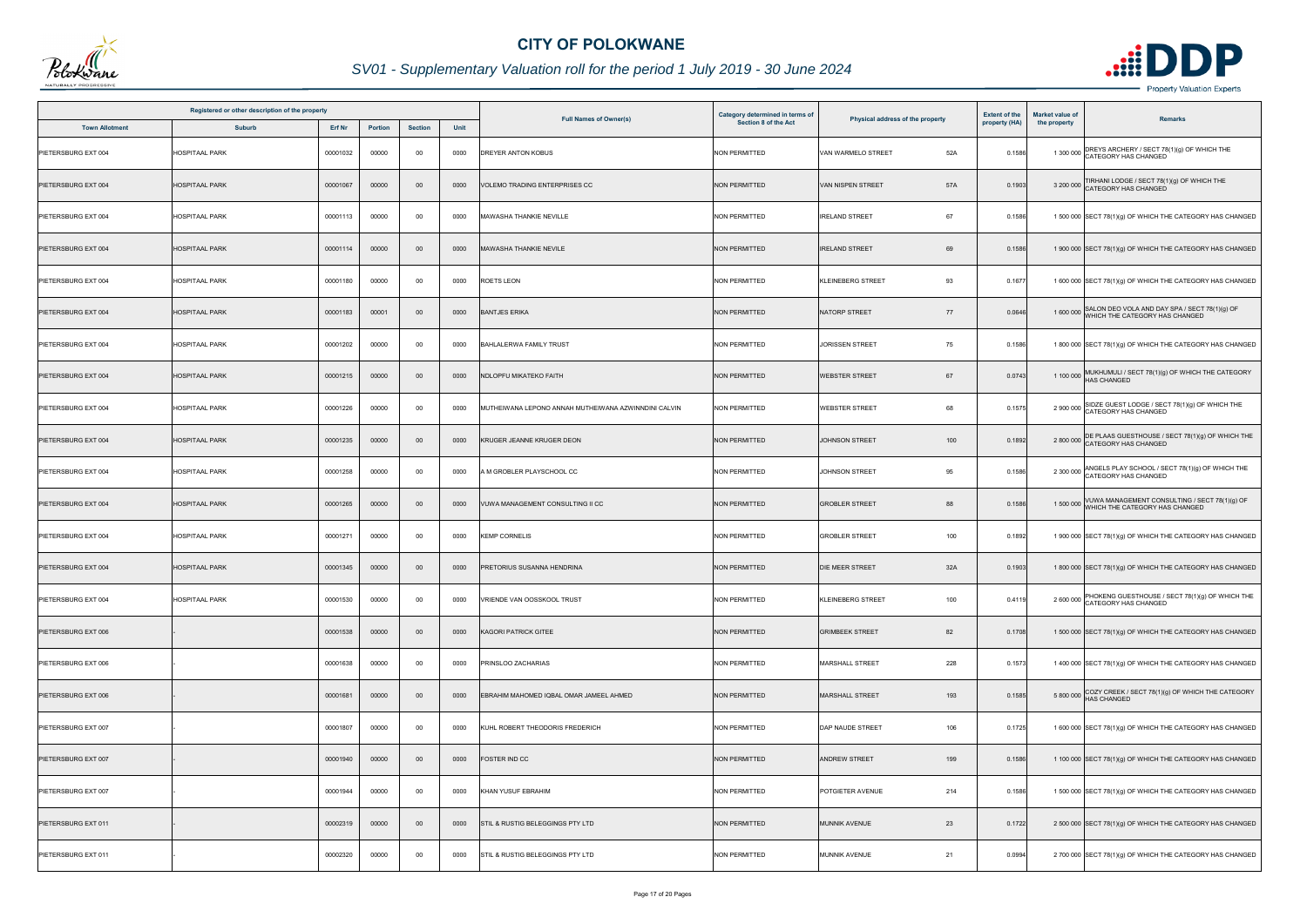# CITY OF POLOKWANE

## SV01 - Supplementary Valuation roll for the period 1 July 2019 - 30 June 2024

| Registered or other description of the property | | | | | | Full Names of Owner(s) | Category determined in terms of Section 8 of the Act | Physical address of the property | | Extent of the property (HA) | Market value of the property | Remarks |
|---|---|---|---|---|---|---|---|---|---|---|---|---|
| Town Allotment | Suburb | Erf Nr | Portion | Section | Unit | | | | | | | |
| PIETERSBURG EXT 004 | HOSPITAAL PARK | 00001032 | 00000 | 00 | 0000 | DREYER ANTON KOBUS | NON PERMITTED | VAN WARMELO STREET | 52A | 0.1586 | 1 300 000 | DREYS ARCHERY / SECT 78(1)(g) OF WHICH THE CATEGORY HAS CHANGED |
| PIETERSBURG EXT 004 | HOSPITAAL PARK | 00001067 | 00000 | 00 | 0000 | VOLEMO TRADING ENTERPRISES CC | NON PERMITTED | VAN NISPEN STREET | 57A | 0.1903 | 3 200 000 | TIRHANI LODGE / SECT 78(1)(g) OF WHICH THE CATEGORY HAS CHANGED |
| PIETERSBURG EXT 004 | HOSPITAAL PARK | 00001113 | 00000 | 00 | 0000 | MAWASHA THANKIE NEVILLE | NON PERMITTED | IRELAND STREET | 67 | 0.1586 | 1 500 000 | SECT 78(1)(g) OF WHICH THE CATEGORY HAS CHANGED |
| PIETERSBURG EXT 004 | HOSPITAAL PARK | 00001114 | 00000 | 00 | 0000 | MAWASHA THANKIE NEVILE | NON PERMITTED | IRELAND STREET | 69 | 0.1586 | 1 900 000 | SECT 78(1)(g) OF WHICH THE CATEGORY HAS CHANGED |
| PIETERSBURG EXT 004 | HOSPITAAL PARK | 00001180 | 00000 | 00 | 0000 | ROETS LEON | NON PERMITTED | KLEINEBERG STREET | 93 | 0.1677 | 1 600 000 | SECT 78(1)(g) OF WHICH THE CATEGORY HAS CHANGED |
| PIETERSBURG EXT 004 | HOSPITAAL PARK | 00001183 | 00001 | 00 | 0000 | BANTJES ERIKA | NON PERMITTED | NATORP STREET | 77 | 0.0646 | 1 600 000 | SALON DEO VOLA AND DAY SPA / SECT 78(1)(g) OF WHICH THE CATEGORY HAS CHANGED |
| PIETERSBURG EXT 004 | HOSPITAAL PARK | 00001202 | 00000 | 00 | 0000 | BAHLALERWA FAMILY TRUST | NON PERMITTED | JORISSEN STREET | 75 | 0.1586 | 1 800 000 | SECT 78(1)(g) OF WHICH THE CATEGORY HAS CHANGED |
| PIETERSBURG EXT 004 | HOSPITAAL PARK | 00001215 | 00000 | 00 | 0000 | NDLOPFU MIKATEKO FAITH | NON PERMITTED | WEBSTER STREET | 67 | 0.0743 | 1 100 000 | MUKHUMULI / SECT 78(1)(g) OF WHICH THE CATEGORY HAS CHANGED |
| PIETERSBURG EXT 004 | HOSPITAAL PARK | 00001226 | 00000 | 00 | 0000 | MUTHEIWANA LEPONO ANNAH MUTHEIWANA AZWINNDINI CALVIN | NON PERMITTED | WEBSTER STREET | 68 | 0.1575 | 2 900 000 | SIDZE GUEST LODGE / SECT 78(1)(g) OF WHICH THE CATEGORY HAS CHANGED |
| PIETERSBURG EXT 004 | HOSPITAAL PARK | 00001235 | 00000 | 00 | 0000 | KRUGER JEANNE KRUGER DEON | NON PERMITTED | JOHNSON STREET | 100 | 0.1892 | 2 800 000 | DE PLAAS GUESTHOUSE / SECT 78(1)(g) OF WHICH THE CATEGORY HAS CHANGED |
| PIETERSBURG EXT 004 | HOSPITAAL PARK | 00001258 | 00000 | 00 | 0000 | A M GROBLER PLAYSCHOOL CC | NON PERMITTED | JOHNSON STREET | 95 | 0.1586 | 2 300 000 | ANGELS PLAY SCHOOL / SECT 78(1)(g) OF WHICH THE CATEGORY HAS CHANGED |
| PIETERSBURG EXT 004 | HOSPITAAL PARK | 00001265 | 00000 | 00 | 0000 | VUWA MANAGEMENT CONSULTING II CC | NON PERMITTED | GROBLER STREET | 88 | 0.1586 | 1 500 000 | VUWA MANAGEMENT CONSULTING / SECT 78(1)(g) OF WHICH THE CATEGORY HAS CHANGED |
| PIETERSBURG EXT 004 | HOSPITAAL PARK | 00001271 | 00000 | 00 | 0000 | KEMP CORNELIS | NON PERMITTED | GROBLER STREET | 100 | 0.1892 | 1 900 000 | SECT 78(1)(g) OF WHICH THE CATEGORY HAS CHANGED |
| PIETERSBURG EXT 004 | HOSPITAAL PARK | 00001345 | 00000 | 00 | 0000 | PRETORIUS SUSANNA HENDRINA | NON PERMITTED | DIE MEER STREET | 32A | 0.1903 | 1 800 000 | SECT 78(1)(g) OF WHICH THE CATEGORY HAS CHANGED |
| PIETERSBURG EXT 004 | HOSPITAAL PARK | 00001530 | 00000 | 00 | 0000 | VRIENDE VAN OOSSKOOL TRUST | NON PERMITTED | KLEINEBERG STREET | 100 | 0.4119 | 2 600 000 | PHOKENG GUESTHOUSE / SECT 78(1)(g) OF WHICH THE CATEGORY HAS CHANGED |
| PIETERSBURG EXT 006 | - | 00001538 | 00000 | 00 | 0000 | KAGORI PATRICK GITEE | NON PERMITTED | GRIMBEEK STREET | 82 | 0.1708 | 1 500 000 | SECT 78(1)(g) OF WHICH THE CATEGORY HAS CHANGED |
| PIETERSBURG EXT 006 | - | 00001638 | 00000 | 00 | 0000 | PRINSLOO ZACHARIAS | NON PERMITTED | MARSHALL STREET | 228 | 0.1573 | 1 400 000 | SECT 78(1)(g) OF WHICH THE CATEGORY HAS CHANGED |
| PIETERSBURG EXT 006 | - | 00001681 | 00000 | 00 | 0000 | EBRAHIM MAHOMED IQBAL OMAR JAMEEL AHMED | NON PERMITTED | MARSHALL STREET | 193 | 0.1585 | 5 800 000 | COZY CREEK / SECT 78(1)(g) OF WHICH THE CATEGORY HAS CHANGED |
| PIETERSBURG EXT 007 | - | 00001807 | 00000 | 00 | 0000 | KUHL ROBERT THEODORIS FREDERICH | NON PERMITTED | DAP NAUDE STREET | 106 | 0.1725 | 1 600 000 | SECT 78(1)(g) OF WHICH THE CATEGORY HAS CHANGED |
| PIETERSBURG EXT 007 | - | 00001940 | 00000 | 00 | 0000 | FOSTER IND CC | NON PERMITTED | ANDREW STREET | 199 | 0.1586 | 1 100 000 | SECT 78(1)(g) OF WHICH THE CATEGORY HAS CHANGED |
| PIETERSBURG EXT 007 | - | 00001944 | 00000 | 00 | 0000 | KHAN YUSUF EBRAHIM | NON PERMITTED | POTGIETER AVENUE | 214 | 0.1586 | 1 500 000 | SECT 78(1)(g) OF WHICH THE CATEGORY HAS CHANGED |
| PIETERSBURG EXT 011 | - | 00002319 | 00000 | 00 | 0000 | STIL & RUSTIG BELEGGINGS PTY LTD | NON PERMITTED | MUNNIK AVENUE | 23 | 0.1722 | 2 500 000 | SECT 78(1)(g) OF WHICH THE CATEGORY HAS CHANGED |
| PIETERSBURG EXT 011 | - | 00002320 | 00000 | 00 | 0000 | STIL & RUSTIG BELEGGINGS PTY LTD | NON PERMITTED | MUNNIK AVENUE | 21 | 0.0994 | 2 700 000 | SECT 78(1)(g) OF WHICH THE CATEGORY HAS CHANGED |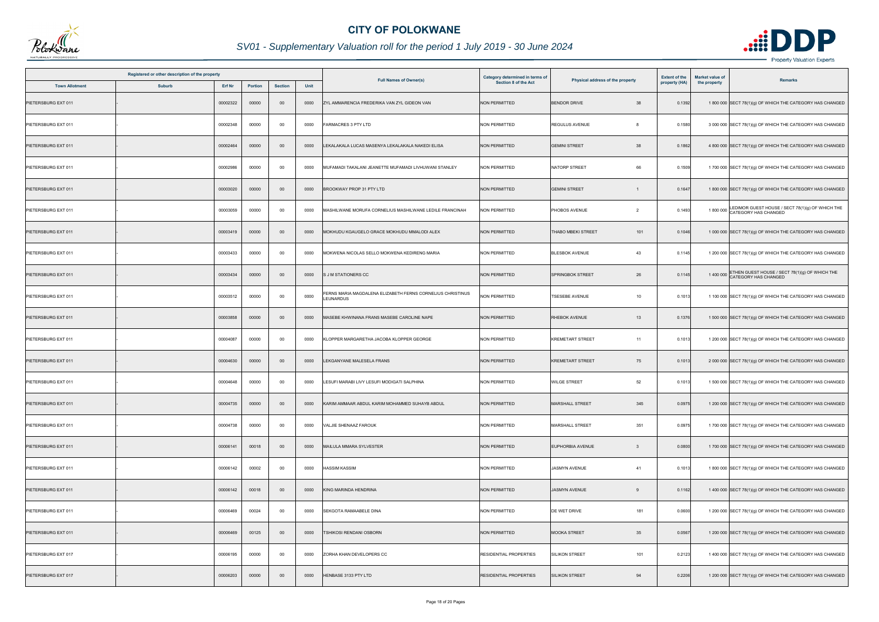# CITY OF POLOKWANE

## SV01 - Supplementary Valuation roll for the period 1 July 2019 - 30 June 2024

| Registered or other description of the property | | | | | | Full Names of Owner(s) | Category determined in terms of Section 8 of the Act | Physical address of the property | | Extent of the property (HA) | Market value of the property | Remarks |
|---|---|---|---|---|---|---|---|---|---|---|---|---|
| Town Allotment | Suburb | Erf Nr | Portion | Section | Unit | | | | | | | |
| PIETERSBURG EXT 011 | - | 00002322 | 00000 | 00 | 0000 | ZYL AMMARENCIA FREDERIKA VAN ZYL GIDEON VAN | NON PERMITTED | BENDOR DRIVE | 38 | 0.1392 | 1 800 000 | SECT 78(1)(g) OF WHICH THE CATEGORY HAS CHANGED |
| PIETERSBURG EXT 011 | - | 00002348 | 00000 | 00 | 0000 | FARMACRES 3 PTY LTD | NON PERMITTED | REGULUS AVENUE | 8 | 0.1580 | 3 000 000 | SECT 78(1)(g) OF WHICH THE CATEGORY HAS CHANGED |
| PIETERSBURG EXT 011 | - | 00002464 | 00000 | 00 | 0000 | LEKALAKALA LUCAS MASENYA LEKALAKALA NAKEDI ELISA | NON PERMITTED | GEMINI STREET | 38 | 0.1862 | 4 800 000 | SECT 78(1)(g) OF WHICH THE CATEGORY HAS CHANGED |
| PIETERSBURG EXT 011 | - | 00002986 | 00000 | 00 | 0000 | MUFAMADI TAKALANI JEANETTE MUFAMADI LIVHUWANI STANLEY | NON PERMITTED | NATORP STREET | 66 | 0.1509 | 1 700 000 | SECT 78(1)(g) OF WHICH THE CATEGORY HAS CHANGED |
| PIETERSBURG EXT 011 | - | 00003020 | 00000 | 00 | 0000 | BROOKWAY PROP 31 PTY LTD | NON PERMITTED | GEMINI STREET | 1 | 0.1647 | 1 800 000 | SECT 78(1)(g) OF WHICH THE CATEGORY HAS CHANGED |
| PIETERSBURG EXT 011 | - | 00003059 | 00000 | 00 | 0000 | MASHILWANE MORUFA CORNELIUS MASHILWANE LEDILE FRANCINAH | NON PERMITTED | PHOBOS AVENUE | 2 | 0.1493 | 1 800 000 | LEDIMOR GUEST HOUSE / SECT 78(1)(g) OF WHICH THE CATEGORY HAS CHANGED |
| PIETERSBURG EXT 011 | - | 00003419 | 00000 | 00 | 0000 | MOKHUDU KGAUGELO GRACE MOKHUDU MMALODI ALEX | NON PERMITTED | THABO MBEKI STREET | 101 | 0.1046 | 1 000 000 | SECT 78(1)(g) OF WHICH THE CATEGORY HAS CHANGED |
| PIETERSBURG EXT 011 | - | 00003433 | 00000 | 00 | 0000 | MOKWENA NICOLAS SELLO MOKWENA KEDIRENG MARIA | NON PERMITTED | BLESBOK AVENUE | 43 | 0.1145 | 1 200 000 | SECT 78(1)(g) OF WHICH THE CATEGORY HAS CHANGED |
| PIETERSBURG EXT 011 | - | 00003434 | 00000 | 00 | 0000 | S J M STATIONERS CC | NON PERMITTED | SPRINGBOK STREET | 26 | 0.1145 | 1 400 000 | ETHEN GUEST HOUSE / SECT 78(1)(g) OF WHICH THE CATEGORY HAS CHANGED |
| PIETERSBURG EXT 011 | - | 00003512 | 00000 | 00 | 0000 | FERNS MARIA MAGDALENA ELIZABETH FERNS CORNELIUS CHRISTINUS LEUNARDUS | NON PERMITTED | TSESEBE AVENUE | 10 | 0.1013 | 1 100 000 | SECT 78(1)(g) OF WHICH THE CATEGORY HAS CHANGED |
| PIETERSBURG EXT 011 | - | 00003858 | 00000 | 00 | 0000 | MASEBE KHWINANA FRANS MASEBE CAROLINE NAPE | NON PERMITTED | RHEBOK AVENUE | 13 | 0.1376 | 1 500 000 | SECT 78(1)(g) OF WHICH THE CATEGORY HAS CHANGED |
| PIETERSBURG EXT 011 | - | 00004087 | 00000 | 00 | 0000 | KLOPPER MARGARETHA JACOBA KLOPPER GEORGE | NON PERMITTED | KREMETART STREET | 11 | 0.1013 | 1 200 000 | SECT 78(1)(g) OF WHICH THE CATEGORY HAS CHANGED |
| PIETERSBURG EXT 011 | - | 00004630 | 00000 | 00 | 0000 | LEKGANYANE MALESELA FRANS | NON PERMITTED | KREMETART STREET | 75 | 0.1013 | 2 000 000 | SECT 78(1)(g) OF WHICH THE CATEGORY HAS CHANGED |
| PIETERSBURG EXT 011 | - | 00004648 | 00000 | 00 | 0000 | LESUFI MARABI LIVY LESUFI MODIGATI SALPHINA | NON PERMITTED | WILGE STREET | 52 | 0.1013 | 1 500 000 | SECT 78(1)(g) OF WHICH THE CATEGORY HAS CHANGED |
| PIETERSBURG EXT 011 | - | 00004735 | 00000 | 00 | 0000 | KARIM AMMAAR ABDUL KARIM MOHAMMED SUHAYB ABDUL | NON PERMITTED | MARSHALL STREET | 345 | 0.0975 | 1 200 000 | SECT 78(1)(g) OF WHICH THE CATEGORY HAS CHANGED |
| PIETERSBURG EXT 011 | - | 00004738 | 00000 | 00 | 0000 | VALJIE SHENAAZ FAROUK | NON PERMITTED | MARSHALL STREET | 351 | 0.0975 | 1 700 000 | SECT 78(1)(g) OF WHICH THE CATEGORY HAS CHANGED |
| PIETERSBURG EXT 011 | - | 00006141 | 00018 | 00 | 0000 | MAILULA MMARA SYLVESTER | NON PERMITTED | EUPHORBIA AVENUE | 3 | 0.0800 | 1 700 000 | SECT 78(1)(g) OF WHICH THE CATEGORY HAS CHANGED |
| PIETERSBURG EXT 011 | - | 00006142 | 00002 | 00 | 0000 | HASSIM KASSIM | NON PERMITTED | JASMYN AVENUE | 41 | 0.1013 | 1 800 000 | SECT 78(1)(g) OF WHICH THE CATEGORY HAS CHANGED |
| PIETERSBURG EXT 011 | - | 00006142 | 00018 | 00 | 0000 | KING MARINDA HENDRINA | NON PERMITTED | JASMYN AVENUE | 9 | 0.1162 | 1 400 000 | SECT 78(1)(g) OF WHICH THE CATEGORY HAS CHANGED |
| PIETERSBURG EXT 011 | - | 00006469 | 00024 | 00 | 0000 | SEKGOTA RAMAABELE DINA | NON PERMITTED | DE WET DRIVE | 181 | 0.0600 | 1 200 000 | SECT 78(1)(g) OF WHICH THE CATEGORY HAS CHANGED |
| PIETERSBURG EXT 011 | - | 00006469 | 00125 | 00 | 0000 | TSHIKOSI RENDANI OSBORN | NON PERMITTED | MOOKA STREET | 35 | 0.0567 | 1 200 000 | SECT 78(1)(g) OF WHICH THE CATEGORY HAS CHANGED |
| PIETERSBURG EXT 017 | - | 00006195 | 00000 | 00 | 0000 | ZORHA KHAN DEVELOPERS CC | RESIDENTIAL PROPERTIES | SILIKON STREET | 101 | 0.2123 | 1 400 000 | SECT 78(1)(g) OF WHICH THE CATEGORY HAS CHANGED |
| PIETERSBURG EXT 017 | - | 00006203 | 00000 | 00 | 0000 | HENBASE 3133 PTY LTD | RESIDENTIAL PROPERTIES | SILIKON STREET | 94 | 0.2206 | 1 200 000 | SECT 78(1)(g) OF WHICH THE CATEGORY HAS CHANGED |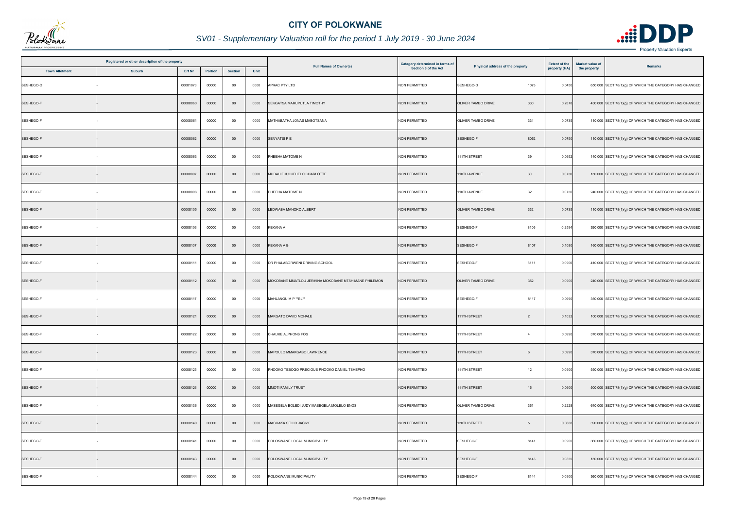# CITY OF POLOKWANE

## *SV01 - Supplementary Valuation roll for the period 1 July 2019 - 30 June 2024*

| Registered or other description of the property | | | | | | Full Names of Owner(s) | Category determined in terms of Section 8 of the Act | Physical address of the property | | Extent of the property (HA) | Market value of the property | Remarks |
|---|---|---|---|---|---|---|---|---|---|---|---|---|
| Town Allotment | Suburb | Erf Nr | Portion | Section | Unit | | | | | | | |
| SESHEGO-D | - | 00001073 | 00000 | 00 | 0000 | APRAC PTY LTD | NON PERMITTED | SESHEGO-D | 1073 | 0.0450 | 650 000 | SECT 78(1)(g) OF WHICH THE CATEGORY HAS CHANGED |
| SESHEGO-F | - | 00008060 | 00000 | 00 | 0000 | SEKGATSA MARUPUTLA TIMOTHY | NON PERMITTED | OLIVER TAMBO DRIVE | 330 | 0.2878 | 430 000 | SECT 78(1)(g) OF WHICH THE CATEGORY HAS CHANGED |
| SESHEGO-F | - | 00008061 | 00000 | 00 | 0000 | MATHABATHA JONAS MABOTSANA | NON PERMITTED | OLIVER TAMBO DRIVE | 334 | 0.0735 | 110 000 | SECT 78(1)(g) OF WHICH THE CATEGORY HAS CHANGED |
| SESHEGO-F | - | 00008062 | 00000 | 00 | 0000 | SENYATSI P E | NON PERMITTED | SESHEGO-F | 8062 | 0.0750 | 110 000 | SECT 78(1)(g) OF WHICH THE CATEGORY HAS CHANGED |
| SESHEGO-F | - | 00008063 | 00000 | 00 | 0000 | PHEEHA MATOME N | NON PERMITTED | 111TH STREET | 39 | 0.0952 | 140 000 | SECT 78(1)(g) OF WHICH THE CATEGORY HAS CHANGED |
| SESHEGO-F | - | 00008097 | 00000 | 00 | 0000 | MUDAU FHULUFHELO CHARLOTTE | NON PERMITTED | 110TH AVENUE | 30 | 0.0750 | 130 000 | SECT 78(1)(g) OF WHICH THE CATEGORY HAS CHANGED |
| SESHEGO-F | - | 00008098 | 00000 | 00 | 0000 | PHEEHA MATOME N | NON PERMITTED | 110TH AVENUE | 32 | 0.0750 | 240 000 | SECT 78(1)(g) OF WHICH THE CATEGORY HAS CHANGED |
| SESHEGO-F | - | 00008105 | 00000 | 00 | 0000 | LEDWABA MANOKO ALBERT | NON PERMITTED | OLIVER TAMBO DRIVE | 332 | 0.0735 | 110 000 | SECT 78(1)(g) OF WHICH THE CATEGORY HAS CHANGED |
| SESHEGO-F | - | 00008106 | 00000 | 00 | 0000 | KEKANA A | NON PERMITTED | SESHEGO-F | 8106 | 0.2594 | 390 000 | SECT 78(1)(g) OF WHICH THE CATEGORY HAS CHANGED |
| SESHEGO-F | - | 00008107 | 00000 | 00 | 0000 | KEKANA A B | NON PERMITTED | SESHEGO-F | 8107 | 0.1080 | 160 000 | SECT 78(1)(g) OF WHICH THE CATEGORY HAS CHANGED |
| SESHEGO-F | - | 00008111 | 00000 | 00 | 0000 | DR PHALABORWENI DRIVING SCHOOL | NON PERMITTED | SESHEGO-F | 8111 | 0.0900 | 410 000 | SECT 78(1)(g) OF WHICH THE CATEGORY HAS CHANGED |
| SESHEGO-F | - | 00008112 | 00000 | 00 | 0000 | MOKOBANE MMATLOU JERMINA MOKOBANE NTSHIMANE PHILEMON | NON PERMITTED | OLIVER TAMBO DRIVE | 352 | 0.0900 | 240 000 | SECT 78(1)(g) OF WHICH THE CATEGORY HAS CHANGED |
| SESHEGO-F | - | 00008117 | 00000 | 00 | 0000 | MAHLANGU M P **BL** | NON PERMITTED | SESHEGO-F | 8117 | 0.0990 | 350 000 | SECT 78(1)(g) OF WHICH THE CATEGORY HAS CHANGED |
| SESHEGO-F | - | 00008121 | 00000 | 00 | 0000 | MAKGATO DAVID MOHALE | NON PERMITTED | 111TH STREET | 2 | 0.1032 | 100 000 | SECT 78(1)(g) OF WHICH THE CATEGORY HAS CHANGED |
| SESHEGO-F | - | 00008122 | 00000 | 00 | 0000 | CHAUKE ALPHONS FOS | NON PERMITTED | 111TH STREET | 4 | 0.0990 | 370 000 | SECT 78(1)(g) OF WHICH THE CATEGORY HAS CHANGED |
| SESHEGO-F | - | 00008123 | 00000 | 00 | 0000 | MAPOULO MMAKGABO LAWRENCE | NON PERMITTED | 111TH STREET | 6 | 0.0990 | 370 000 | SECT 78(1)(g) OF WHICH THE CATEGORY HAS CHANGED |
| SESHEGO-F | - | 00008125 | 00000 | 00 | 0000 | PHOOKO TEBOGO PRECIOUS PHOOKO DANIEL TSHEPHO | NON PERMITTED | 111TH STREET | 12 | 0.0900 | 550 000 | SECT 78(1)(g) OF WHICH THE CATEGORY HAS CHANGED |
| SESHEGO-F | - | 00008126 | 00000 | 00 | 0000 | MMOTI FAMILY TRUST | NON PERMITTED | 111TH STREET | 16 | 0.0900 | 500 000 | SECT 78(1)(g) OF WHICH THE CATEGORY HAS CHANGED |
| SESHEGO-F | - | 00008136 | 00000 | 00 | 0000 | MASEGELA BOLEDI JUDY MASEGELA MOLELO ENOS | NON PERMITTED | OLIVER TAMBO DRIVE | 361 | 0.2228 | 640 000 | SECT 78(1)(g) OF WHICH THE CATEGORY HAS CHANGED |
| SESHEGO-F | - | 00008140 | 00000 | 00 | 0000 | MACHAKA SELLO JACKY | NON PERMITTED | 120TH STREET | 5 | 0.0868 | 390 000 | SECT 78(1)(g) OF WHICH THE CATEGORY HAS CHANGED |
| SESHEGO-F | - | 00008141 | 00000 | 00 | 0000 | POLOKWANE LOCAL MUNICIPALITY | NON PERMITTED | SESHEGO-F | 8141 | 0.0900 | 360 000 | SECT 78(1)(g) OF WHICH THE CATEGORY HAS CHANGED |
| SESHEGO-F | - | 00008143 | 00000 | 00 | 0000 | POLOKWANE LOCAL MUNICIPALITY | NON PERMITTED | SESHEGO-F | 8143 | 0.0855 | 130 000 | SECT 78(1)(g) OF WHICH THE CATEGORY HAS CHANGED |
| SESHEGO-F | - | 00008144 | 00000 | 00 | 0000 | POLOKWANE MUNICIPALITY | NON PERMITTED | SESHEGO-F | 8144 | 0.0900 | 360 000 | SECT 78(1)(g) OF WHICH THE CATEGORY HAS CHANGED |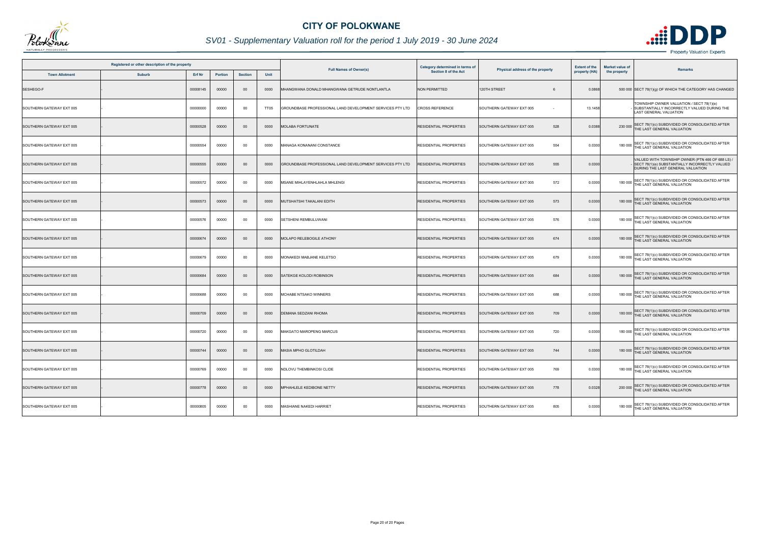# CITY OF POLOKWANE

## SV01 - Supplementary Valuation roll for the period 1 July 2019 - 30 June 2024

| Registered or other description of the property | | | | | | Full Names of Owner(s) | Category determined in terms of Section 8 of the Act | Physical address of the property | | Extent of the property (HA) | Market value of the property | Remarks |
|---|---|---|---|---|---|---|---|---|---|---|---|---|
| Town Allotment | Suburb | Erf Nr | Portion | Section | Unit | | | | | | | |
| SESHEGO-F | - | 00008145 | 00000 | 00 | 0000 | MHANGWANA DONALD MHANGWANA GETRUDE NONTLANTLA | NON PERMITTED | 120TH STREET | 6 | 0.0868 | 500 000 | SECT 78(1)(g) OF WHICH THE CATEGORY HAS CHANGED |
| SOUTHERN GATEWAY EXT 005 | - | 00000000 | 00000 | 00 | TT05 | GROUNDBASE PROFESSIONAL LAND DEVELOPMENT SERVICES PTY LTD | CROSS REFERENCE | SOUTHERN GATEWAY EXT 005 | - | 13.1458 | - | TOWNSHIP OWNER VALUATION / SECT 78(1)(e) SUBSTANTIALLY INCORRECTLY VALUED DURING THE LAST GENERAL VALUATION |
| SOUTHERN GATEWAY EXT 005 | - | 00000528 | 00000 | 00 | 0000 | MOLABA FORTUNATE | RESIDENTIAL PROPERTIES | SOUTHERN GATEWAY EXT 005 | 528 | 0.0388 | 230 000 | SECT 78(1)(c) SUBDIVIDED OR CONSOLIDATED AFTER THE LAST GENERAL VALUATION |
| SOUTHERN GATEWAY EXT 005 | - | 00000554 | 00000 | 00 | 0000 | MANAGA KONANANI CONSTANCE | RESIDENTIAL PROPERTIES | SOUTHERN GATEWAY EXT 005 | 554 | 0.0300 | 180 000 | SECT 78(1)(c) SUBDIVIDED OR CONSOLIDATED AFTER THE LAST GENERAL VALUATION |
| SOUTHERN GATEWAY EXT 005 | - | 00000555 | 00000 | 00 | 0000 | GROUNDBASE PROFESSIONAL LAND DEVELOPMENT SERVICES PTY LTD | RESIDENTIAL PROPERTIES | SOUTHERN GATEWAY EXT 005 | 555 | 0.0300 | - | VALUED WITH TOWNSHIP OWNER (PTN 466 OF 688 LS) / SECT 78(1)(e) SUBSTANTIALLY INCORRECTLY VALUED DURING THE LAST GENERAL VALUATION |
| SOUTHERN GATEWAY EXT 005 | - | 00000572 | 00000 | 00 | 0000 | MSANE MIHLAYENHLAHLA MHLENGI | RESIDENTIAL PROPERTIES | SOUTHERN GATEWAY EXT 005 | 572 | 0.0300 | 180 000 | SECT 78(1)(c) SUBDIVIDED OR CONSOLIDATED AFTER THE LAST GENERAL VALUATION |
| SOUTHERN GATEWAY EXT 005 | - | 00000573 | 00000 | 00 | 0000 | MUTSHATSHI TAKALANI EDITH | RESIDENTIAL PROPERTIES | SOUTHERN GATEWAY EXT 005 | 573 | 0.0300 | 180 000 | SECT 78(1)(c) SUBDIVIDED OR CONSOLIDATED AFTER THE LAST GENERAL VALUATION |
| SOUTHERN GATEWAY EXT 005 | - | 00000576 | 00000 | 00 | 0000 | SETSHENI REMBULUWANI | RESIDENTIAL PROPERTIES | SOUTHERN GATEWAY EXT 005 | 576 | 0.0300 | 180 000 | SECT 78(1)(c) SUBDIVIDED OR CONSOLIDATED AFTER THE LAST GENERAL VALUATION |
| SOUTHERN GATEWAY EXT 005 | - | 00000674 | 00000 | 00 | 0000 | MOLAPO RELEBOGILE ATHONY | RESIDENTIAL PROPERTIES | SOUTHERN GATEWAY EXT 005 | 674 | 0.0300 | 180 000 | SECT 78(1)(c) SUBDIVIDED OR CONSOLIDATED AFTER THE LAST GENERAL VALUATION |
| SOUTHERN GATEWAY EXT 005 | - | 00000679 | 00000 | 00 | 0000 | MONAKEDI MABJANE KELETSO | RESIDENTIAL PROPERTIES | SOUTHERN GATEWAY EXT 005 | 679 | 0.0300 | 180 000 | SECT 78(1)(c) SUBDIVIDED OR CONSOLIDATED AFTER THE LAST GENERAL VALUATION |
| SOUTHERN GATEWAY EXT 005 | - | 00000684 | 00000 | 00 | 0000 | SATEKGE KOLODI ROBINSON | RESIDENTIAL PROPERTIES | SOUTHERN GATEWAY EXT 005 | 684 | 0.0300 | 180 000 | SECT 78(1)(c) SUBDIVIDED OR CONSOLIDATED AFTER THE LAST GENERAL VALUATION |
| SOUTHERN GATEWAY EXT 005 | - | 00000688 | 00000 | 00 | 0000 | MCHABE NTSAKO WINNERS | RESIDENTIAL PROPERTIES | SOUTHERN GATEWAY EXT 005 | 688 | 0.0300 | 180 000 | SECT 78(1)(c) SUBDIVIDED OR CONSOLIDATED AFTER THE LAST GENERAL VALUATION |
| SOUTHERN GATEWAY EXT 005 | - | 00000709 | 00000 | 00 | 0000 | DEMANA SEDZANI RHOMA | RESIDENTIAL PROPERTIES | SOUTHERN GATEWAY EXT 005 | 709 | 0.0300 | 180 000 | SECT 78(1)(c) SUBDIVIDED OR CONSOLIDATED AFTER THE LAST GENERAL VALUATION |
| SOUTHERN GATEWAY EXT 005 | - | 00000720 | 00000 | 00 | 0000 | MAKGATO MAROPENG MARCUS | RESIDENTIAL PROPERTIES | SOUTHERN GATEWAY EXT 005 | 720 | 0.0300 | 180 000 | SECT 78(1)(c) SUBDIVIDED OR CONSOLIDATED AFTER THE LAST GENERAL VALUATION |
| SOUTHERN GATEWAY EXT 005 | - | 00000744 | 00000 | 00 | 0000 | MASIA MPHO GLOTILDAH | RESIDENTIAL PROPERTIES | SOUTHERN GATEWAY EXT 005 | 744 | 0.0300 | 180 000 | SECT 78(1)(c) SUBDIVIDED OR CONSOLIDATED AFTER THE LAST GENERAL VALUATION |
| SOUTHERN GATEWAY EXT 005 | - | 00000769 | 00000 | 00 | 0000 | NDLOVU THEMBINKOSI CLIDE | RESIDENTIAL PROPERTIES | SOUTHERN GATEWAY EXT 005 | 769 | 0.0300 | 180 000 | SECT 78(1)(c) SUBDIVIDED OR CONSOLIDATED AFTER THE LAST GENERAL VALUATION |
| SOUTHERN GATEWAY EXT 005 | - | 00000778 | 00000 | 00 | 0000 | MPHAHLELE KEDIBONE NETTY | RESIDENTIAL PROPERTIES | SOUTHERN GATEWAY EXT 005 | 778 | 0.0328 | 200 000 | SECT 78(1)(c) SUBDIVIDED OR CONSOLIDATED AFTER THE LAST GENERAL VALUATION |
| SOUTHERN GATEWAY EXT 005 | - | 00000805 | 00000 | 00 | 0000 | MASHIANE NAKEDI HARRIET | RESIDENTIAL PROPERTIES | SOUTHERN GATEWAY EXT 005 | 805 | 0.0300 | 180 000 | SECT 78(1)(c) SUBDIVIDED OR CONSOLIDATED AFTER THE LAST GENERAL VALUATION |